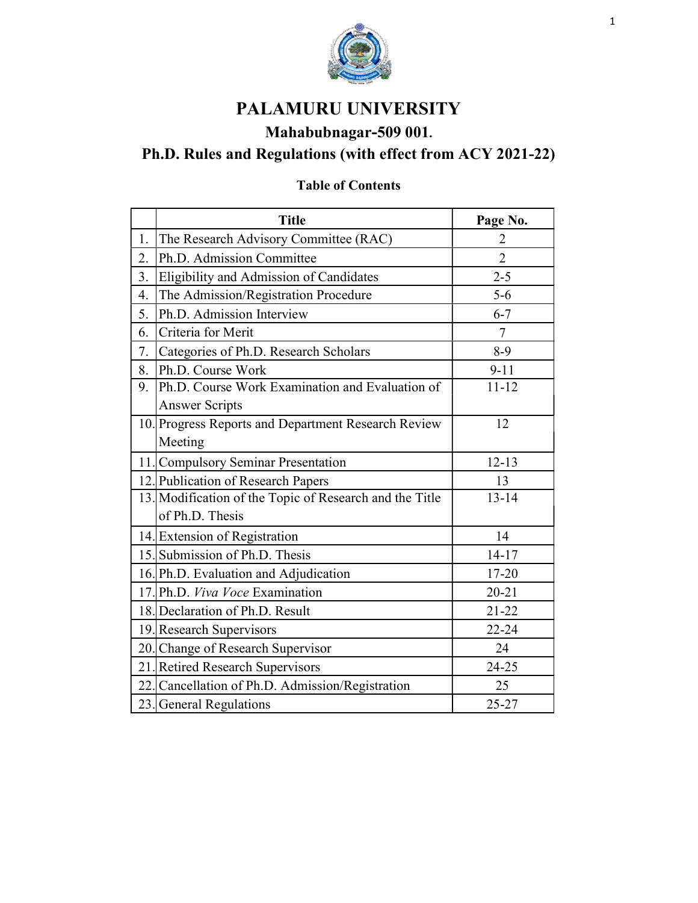# PALAMURU UNIVERSITY

## Mahabubnagar-509 001.

## Ph.D. Rules and Regulations (with effect from ACY 2021-22)

### Table of Contents

| | Title | Page No. |
|---|---|---|
| 1. | The Research Advisory Committee (RAC) | 2 |
| 2. | Ph.D. Admission Committee | 2 |
| 3. | Eligibility and Admission of Candidates | 2-5 |
| 4. | The Admission/Registration Procedure | 5-6 |
| 5. | Ph.D. Admission Interview | 6-7 |
| 6. | Criteria for Merit | 7 |
| 7. | Categories of Ph.D. Research Scholars | 8-9 |
| 8. | Ph.D. Course Work | 9-11 |
| 9. | Ph.D. Course Work Examination and Evaluation of Answer Scripts | 11-12 |
| 10. | Progress Reports and Department Research Review Meeting | 12 |
| 11. | Compulsory Seminar Presentation | 12-13 |
| 12. | Publication of Research Papers | 13 |
| 13. | Modification of the Topic of Research and the Title of Ph.D. Thesis | 13-14 |
| 14. | Extension of Registration | 14 |
| 15. | Submission of Ph.D. Thesis | 14-17 |
| 16. | Ph.D. Evaluation and Adjudication | 17-20 |
| 17. | Ph.D. *Viva Voce* Examination | 20-21 |
| 18. | Declaration of Ph.D. Result | 21-22 |
| 19. | Research Supervisors | 22-24 |
| 20. | Change of Research Supervisor | 24 |
| 21. | Retired Research Supervisors | 24-25 |
| 22. | Cancellation of Ph.D. Admission/Registration | 25 |
| 23. | General Regulations | 25-27 |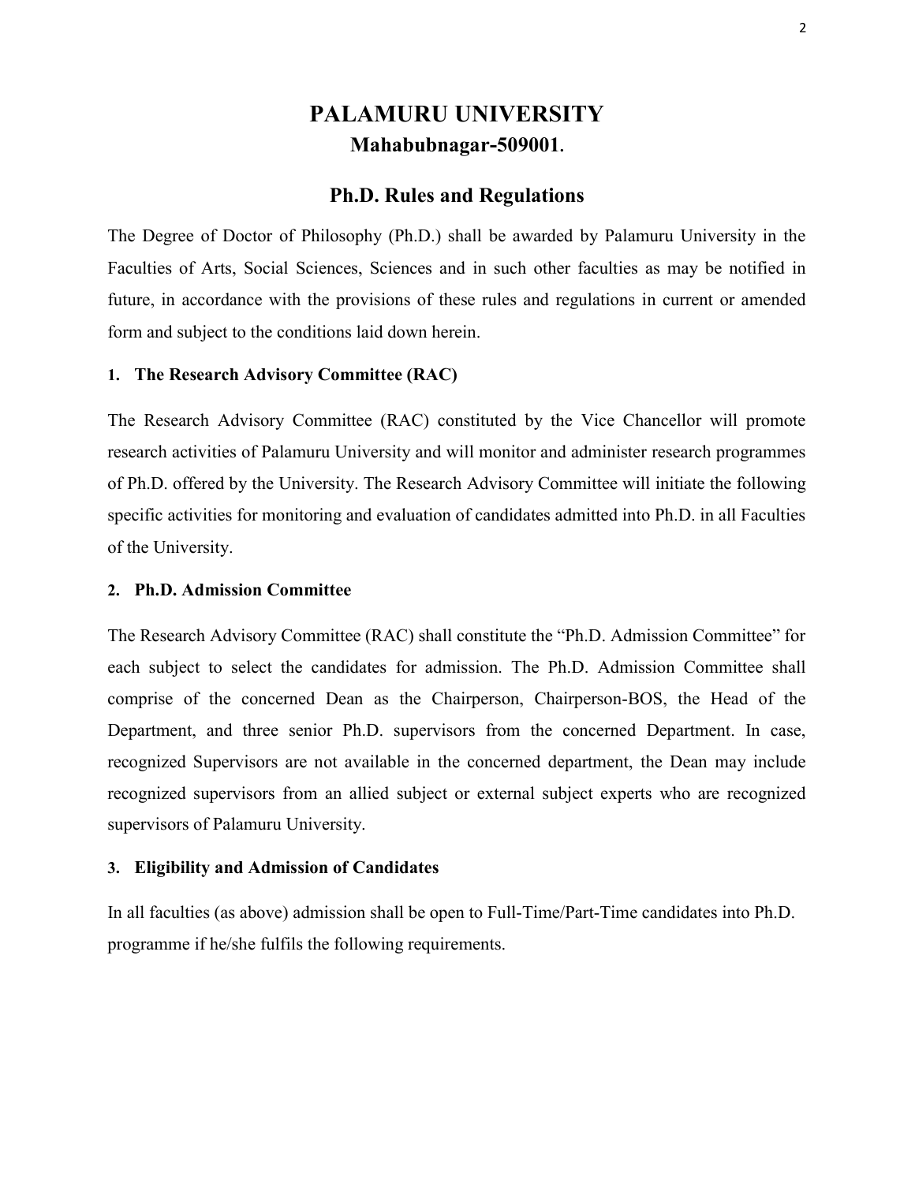# PALAMURU UNIVERSITY

## Mahabubnagar-509001.

## Ph.D. Rules and Regulations

The Degree of Doctor of Philosophy (Ph.D.) shall be awarded by Palamuru University in the Faculties of Arts, Social Sciences, Sciences and in such other faculties as may be notified in future, in accordance with the provisions of these rules and regulations in current or amended form and subject to the conditions laid down herein.

### 1. The Research Advisory Committee (RAC)

The Research Advisory Committee (RAC) constituted by the Vice Chancellor will promote research activities of Palamuru University and will monitor and administer research programmes of Ph.D. offered by the University. The Research Advisory Committee will initiate the following specific activities for monitoring and evaluation of candidates admitted into Ph.D. in all Faculties of the University.

### 2. Ph.D. Admission Committee

The Research Advisory Committee (RAC) shall constitute the "Ph.D. Admission Committee" for each subject to select the candidates for admission. The Ph.D. Admission Committee shall comprise of the concerned Dean as the Chairperson, Chairperson-BOS, the Head of the Department, and three senior Ph.D. supervisors from the concerned Department. In case, recognized Supervisors are not available in the concerned department, the Dean may include recognized supervisors from an allied subject or external subject experts who are recognized supervisors of Palamuru University.

### 3. Eligibility and Admission of Candidates

In all faculties (as above) admission shall be open to Full-Time/Part-Time candidates into Ph.D. programme if he/she fulfils the following requirements.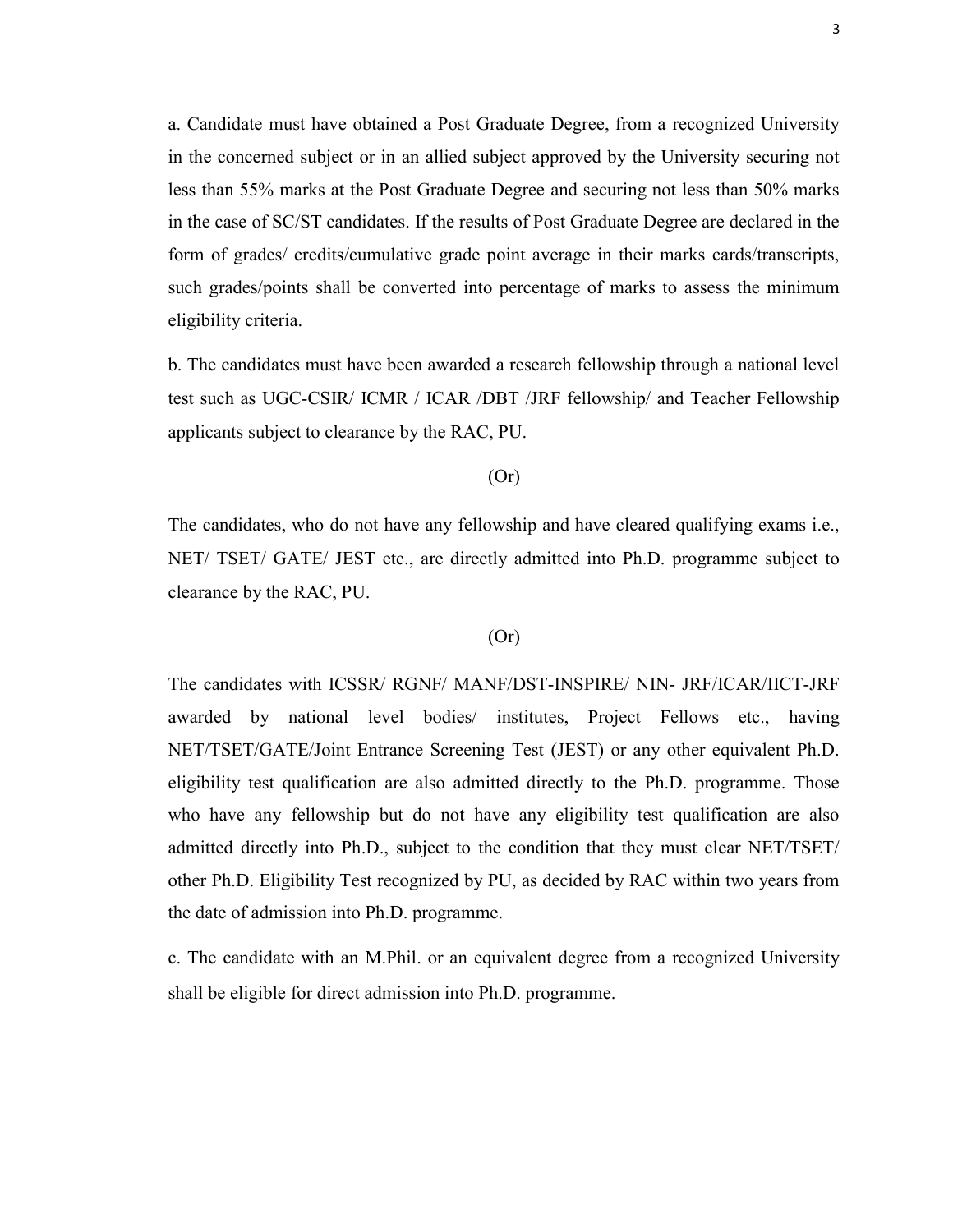a. Candidate must have obtained a Post Graduate Degree, from a recognized University in the concerned subject or in an allied subject approved by the University securing not less than 55% marks at the Post Graduate Degree and securing not less than 50% marks in the case of SC/ST candidates. If the results of Post Graduate Degree are declared in the form of grades/ credits/cumulative grade point average in their marks cards/transcripts, such grades/points shall be converted into percentage of marks to assess the minimum eligibility criteria.

b. The candidates must have been awarded a research fellowship through a national level test such as UGC-CSIR/ ICMR / ICAR /DBT /JRF fellowship/ and Teacher Fellowship applicants subject to clearance by the RAC, PU.

(Or)

The candidates, who do not have any fellowship and have cleared qualifying exams i.e., NET/ TSET/ GATE/ JEST etc., are directly admitted into Ph.D. programme subject to clearance by the RAC, PU.

(Or)

The candidates with ICSSR/ RGNF/ MANF/DST-INSPIRE/ NIN- JRF/ICAR/IICT-JRF awarded by national level bodies/ institutes, Project Fellows etc., having NET/TSET/GATE/Joint Entrance Screening Test (JEST) or any other equivalent Ph.D. eligibility test qualification are also admitted directly to the Ph.D. programme. Those who have any fellowship but do not have any eligibility test qualification are also admitted directly into Ph.D., subject to the condition that they must clear NET/TSET/ other Ph.D. Eligibility Test recognized by PU, as decided by RAC within two years from the date of admission into Ph.D. programme.

c. The candidate with an M.Phil. or an equivalent degree from a recognized University shall be eligible for direct admission into Ph.D. programme.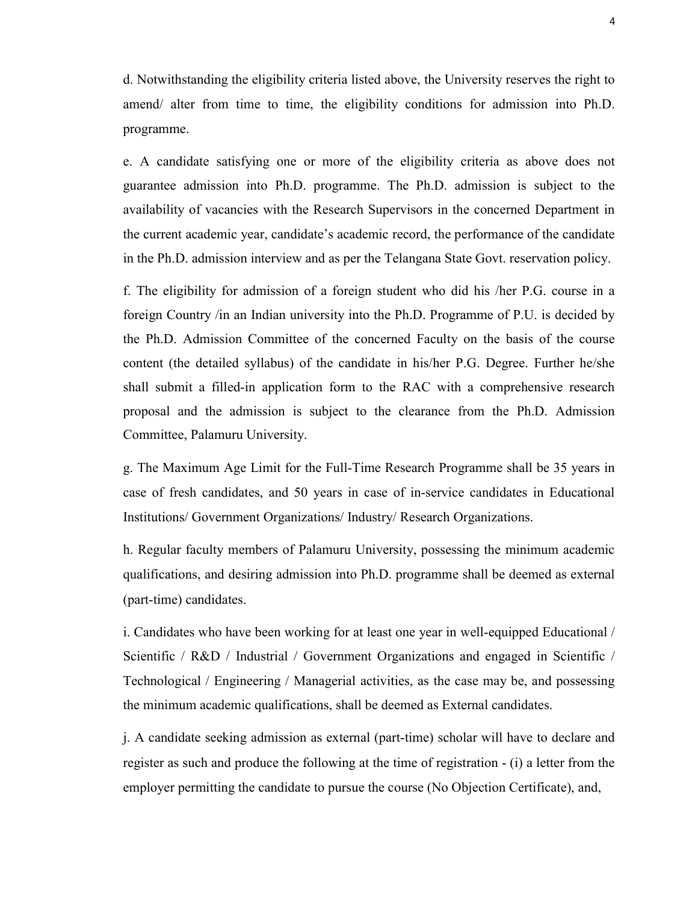d. Notwithstanding the eligibility criteria listed above, the University reserves the right to amend/ alter from time to time, the eligibility conditions for admission into Ph.D. programme.

e. A candidate satisfying one or more of the eligibility criteria as above does not guarantee admission into Ph.D. programme. The Ph.D. admission is subject to the availability of vacancies with the Research Supervisors in the concerned Department in the current academic year, candidate's academic record, the performance of the candidate in the Ph.D. admission interview and as per the Telangana State Govt. reservation policy.

f. The eligibility for admission of a foreign student who did his /her P.G. course in a foreign Country /in an Indian university into the Ph.D. Programme of P.U. is decided by the Ph.D. Admission Committee of the concerned Faculty on the basis of the course content (the detailed syllabus) of the candidate in his/her P.G. Degree. Further he/she shall submit a filled-in application form to the RAC with a comprehensive research proposal and the admission is subject to the clearance from the Ph.D. Admission Committee, Palamuru University.

g. The Maximum Age Limit for the Full-Time Research Programme shall be 35 years in case of fresh candidates, and 50 years in case of in-service candidates in Educational Institutions/ Government Organizations/ Industry/ Research Organizations.

h. Regular faculty members of Palamuru University, possessing the minimum academic qualifications, and desiring admission into Ph.D. programme shall be deemed as external (part-time) candidates.

i. Candidates who have been working for at least one year in well-equipped Educational / Scientific / R&D / Industrial / Government Organizations and engaged in Scientific / Technological / Engineering / Managerial activities, as the case may be, and possessing the minimum academic qualifications, shall be deemed as External candidates.

j. A candidate seeking admission as external (part-time) scholar will have to declare and register as such and produce the following at the time of registration - (i) a letter from the employer permitting the candidate to pursue the course (No Objection Certificate), and,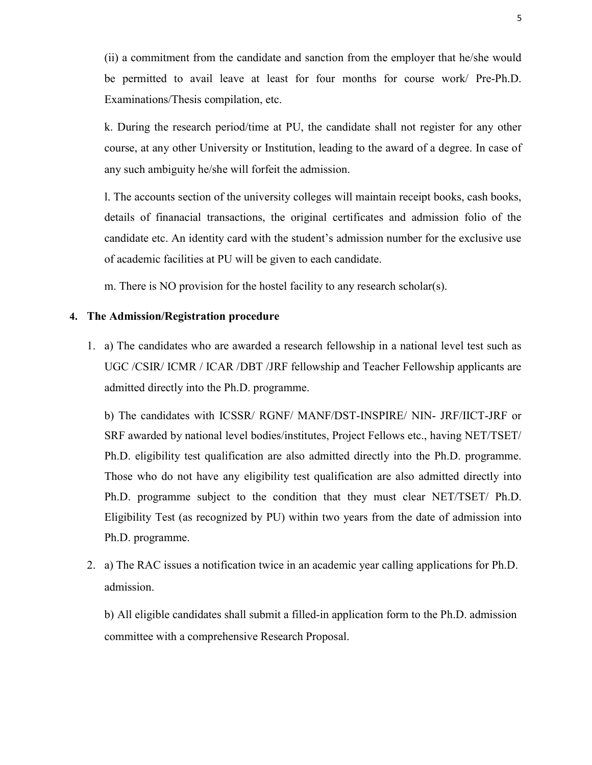(ii) a commitment from the candidate and sanction from the employer that he/she would be permitted to avail leave at least for four months for course work/ Pre-Ph.D. Examinations/Thesis compilation, etc.

k. During the research period/time at PU, the candidate shall not register for any other course, at any other University or Institution, leading to the award of a degree. In case of any such ambiguity he/she will forfeit the admission.

l. The accounts section of the university colleges will maintain receipt books, cash books, details of finanacial transactions, the original certificates and admission folio of the candidate etc. An identity card with the student's admission number for the exclusive use of academic facilities at PU will be given to each candidate.

m. There is NO provision for the hostel facility to any research scholar(s).

## 4. The Admission/Registration procedure

1. a) The candidates who are awarded a research fellowship in a national level test such as UGC /CSIR/ ICMR / ICAR /DBT /JRF fellowship and Teacher Fellowship applicants are admitted directly into the Ph.D. programme.

   b) The candidates with ICSSR/ RGNF/ MANF/DST-INSPIRE/ NIN- JRF/IICT-JRF or SRF awarded by national level bodies/institutes, Project Fellows etc., having NET/TSET/ Ph.D. eligibility test qualification are also admitted directly into the Ph.D. programme. Those who do not have any eligibility test qualification are also admitted directly into Ph.D. programme subject to the condition that they must clear NET/TSET/ Ph.D. Eligibility Test (as recognized by PU) within two years from the date of admission into Ph.D. programme.

2. a) The RAC issues a notification twice in an academic year calling applications for Ph.D. admission.

   b) All eligible candidates shall submit a filled-in application form to the Ph.D. admission committee with a comprehensive Research Proposal.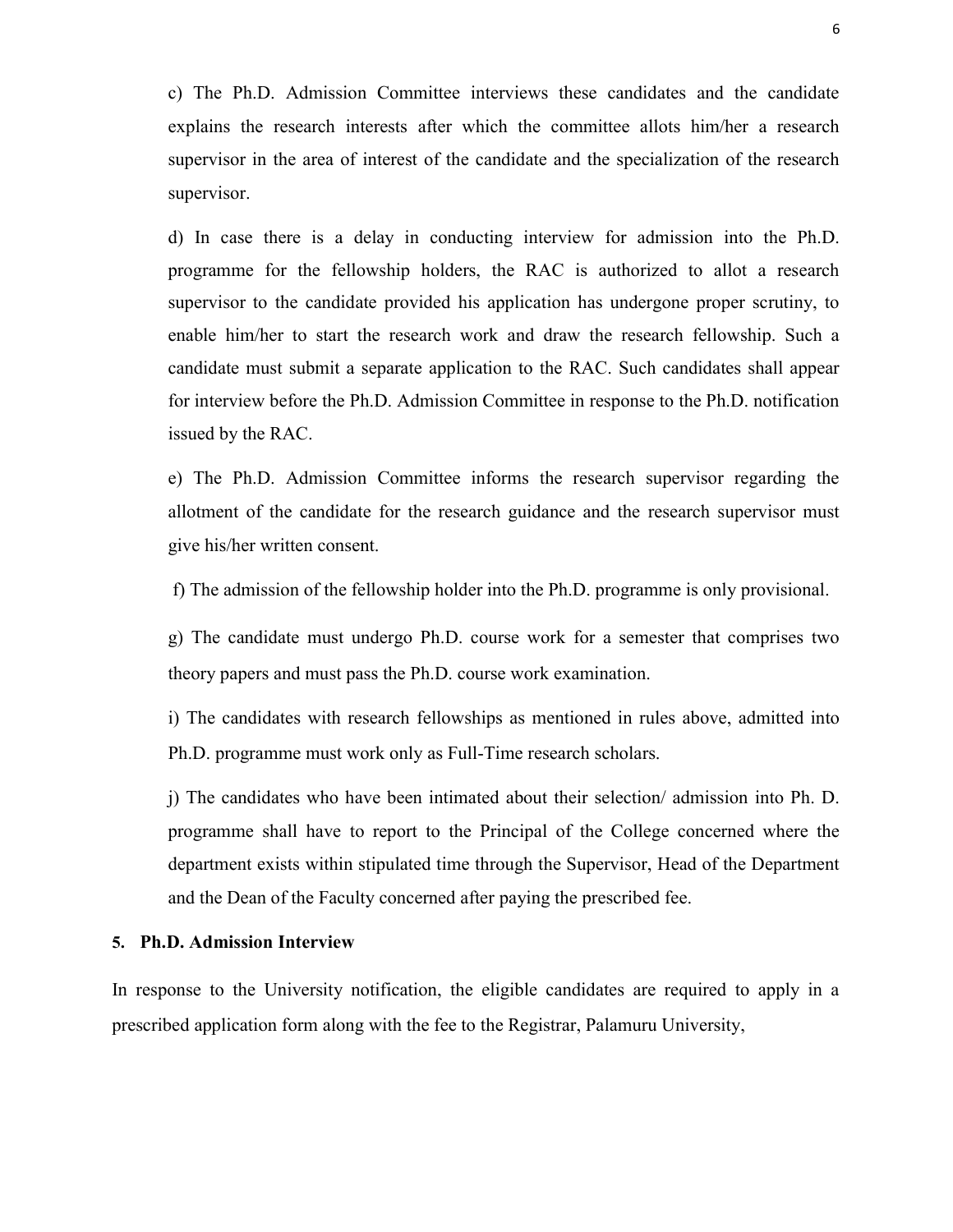c) The Ph.D. Admission Committee interviews these candidates and the candidate explains the research interests after which the committee allots him/her a research supervisor in the area of interest of the candidate and the specialization of the research supervisor.

d) In case there is a delay in conducting interview for admission into the Ph.D. programme for the fellowship holders, the RAC is authorized to allot a research supervisor to the candidate provided his application has undergone proper scrutiny, to enable him/her to start the research work and draw the research fellowship. Such a candidate must submit a separate application to the RAC. Such candidates shall appear for interview before the Ph.D. Admission Committee in response to the Ph.D. notification issued by the RAC.

e) The Ph.D. Admission Committee informs the research supervisor regarding the allotment of the candidate for the research guidance and the research supervisor must give his/her written consent.

f) The admission of the fellowship holder into the Ph.D. programme is only provisional.

g) The candidate must undergo Ph.D. course work for a semester that comprises two theory papers and must pass the Ph.D. course work examination.

i) The candidates with research fellowships as mentioned in rules above, admitted into Ph.D. programme must work only as Full-Time research scholars.

j) The candidates who have been intimated about their selection/ admission into Ph. D. programme shall have to report to the Principal of the College concerned where the department exists within stipulated time through the Supervisor, Head of the Department and the Dean of the Faculty concerned after paying the prescribed fee.

**5. Ph.D. Admission Interview**

In response to the University notification, the eligible candidates are required to apply in a prescribed application form along with the fee to the Registrar, Palamuru University,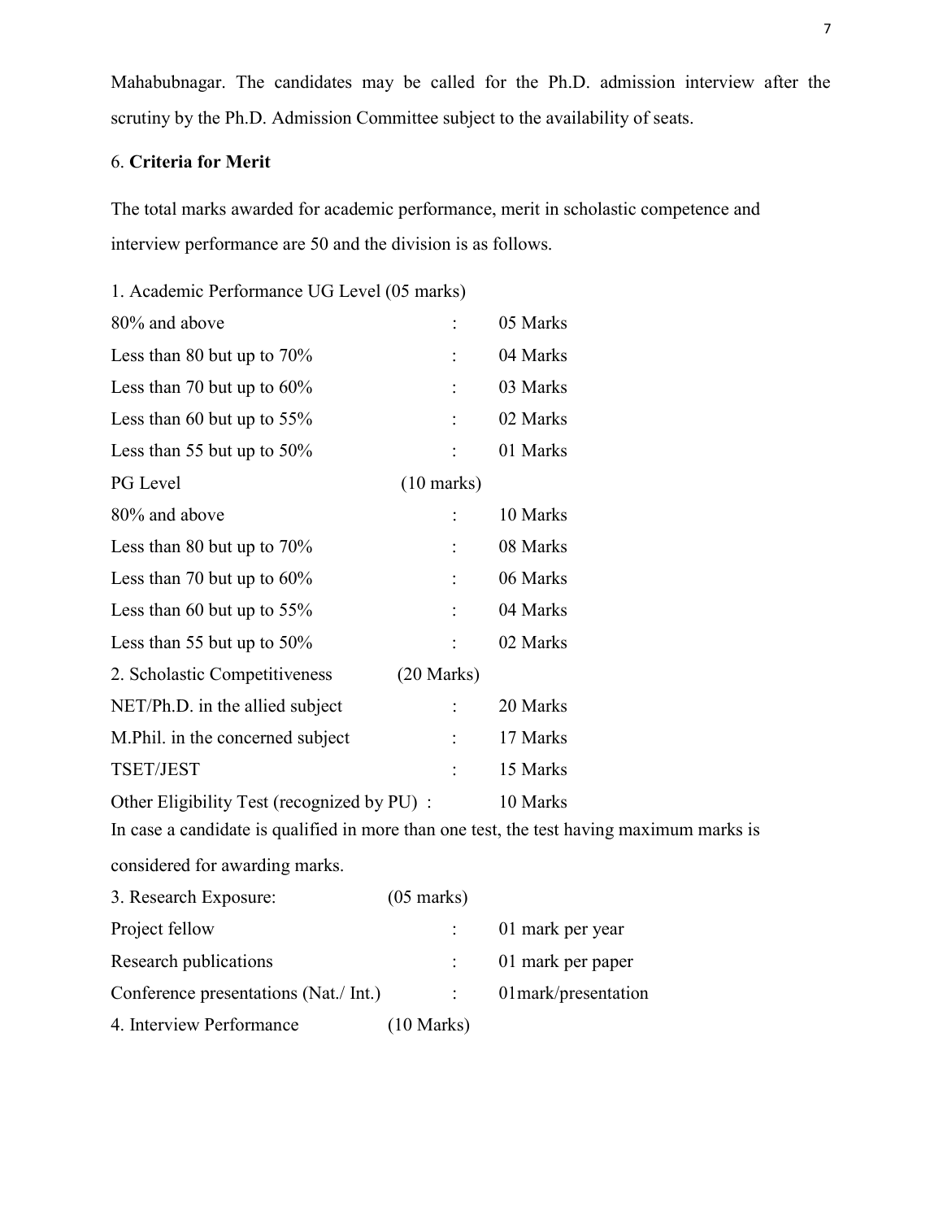Mahabubnagar. The candidates may be called for the Ph.D. admission interview after the scrutiny by the Ph.D. Admission Committee subject to the availability of seats.

6. **Criteria for Merit**

The total marks awarded for academic performance, merit in scholastic competence and interview performance are 50 and the division is as follows.

1. Academic Performance UG Level (05 marks)

| | | |
|---|---|---|
| 80% and above | : | 05 Marks |
| Less than 80 but up to 70% | : | 04 Marks |
| Less than 70 but up to 60% | : | 03 Marks |
| Less than 60 but up to 55% | : | 02 Marks |
| Less than 55 but up to 50% | : | 01 Marks |

PG Level (10 marks)

| | | |
|---|---|---|
| 80% and above | : | 10 Marks |
| Less than 80 but up to 70% | : | 08 Marks |
| Less than 70 but up to 60% | : | 06 Marks |
| Less than 60 but up to 55% | : | 04 Marks |
| Less than 55 but up to 50% | : | 02 Marks |

2. Scholastic Competitiveness (20 Marks)

| | | |
|---|---|---|
| NET/Ph.D. in the allied subject | : | 20 Marks |
| M.Phil. in the concerned subject | : | 17 Marks |
| TSET/JEST | : | 15 Marks |
| Other Eligibility Test (recognized by PU) | : | 10 Marks |

In case a candidate is qualified in more than one test, the test having maximum marks is considered for awarding marks.

3. Research Exposure: (05 marks)

| | | |
|---|---|---|
| Project fellow | : | 01 mark per year |
| Research publications | : | 01 mark per paper |
| Conference presentations (Nat./ Int.) | : | 01mark/presentation |

4. Interview Performance (10 Marks)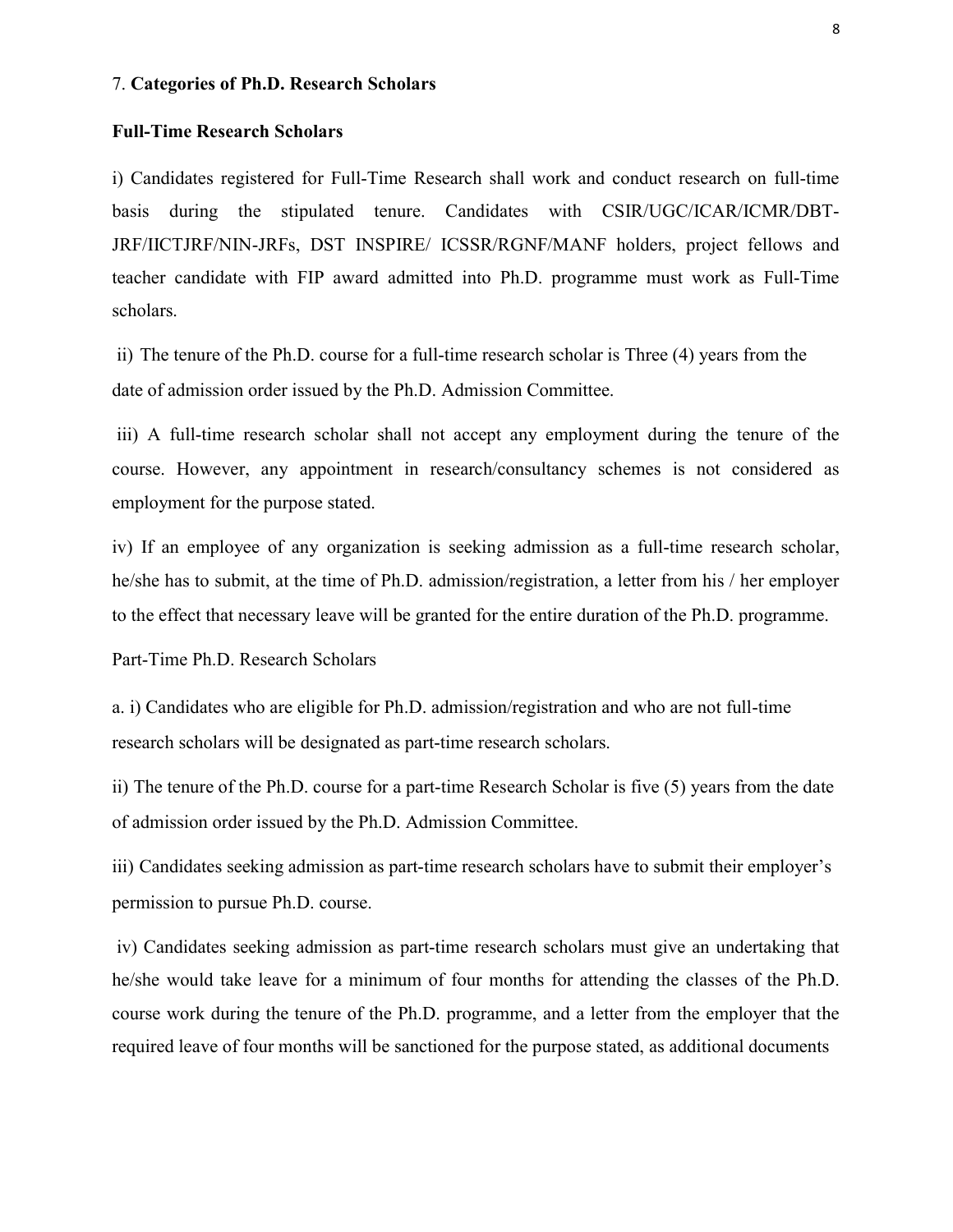7. **Categories of Ph.D. Research Scholars**

**Full-Time Research Scholars**

i) Candidates registered for Full-Time Research shall work and conduct research on full-time basis during the stipulated tenure. Candidates with CSIR/UGC/ICAR/ICMR/DBT-JRF/IICTJRF/NIN-JRFs, DST INSPIRE/ ICSSR/RGNF/MANF holders, project fellows and teacher candidate with FIP award admitted into Ph.D. programme must work as Full-Time scholars.

ii) The tenure of the Ph.D. course for a full-time research scholar is Three (4) years from the date of admission order issued by the Ph.D. Admission Committee.

iii) A full-time research scholar shall not accept any employment during the tenure of the course. However, any appointment in research/consultancy schemes is not considered as employment for the purpose stated.

iv) If an employee of any organization is seeking admission as a full-time research scholar, he/she has to submit, at the time of Ph.D. admission/registration, a letter from his / her employer to the effect that necessary leave will be granted for the entire duration of the Ph.D. programme.

Part-Time Ph.D. Research Scholars

a. i) Candidates who are eligible for Ph.D. admission/registration and who are not full-time research scholars will be designated as part-time research scholars.

ii) The tenure of the Ph.D. course for a part-time Research Scholar is five (5) years from the date of admission order issued by the Ph.D. Admission Committee.

iii) Candidates seeking admission as part-time research scholars have to submit their employer's permission to pursue Ph.D. course.

iv) Candidates seeking admission as part-time research scholars must give an undertaking that he/she would take leave for a minimum of four months for attending the classes of the Ph.D. course work during the tenure of the Ph.D. programme, and a letter from the employer that the required leave of four months will be sanctioned for the purpose stated, as additional documents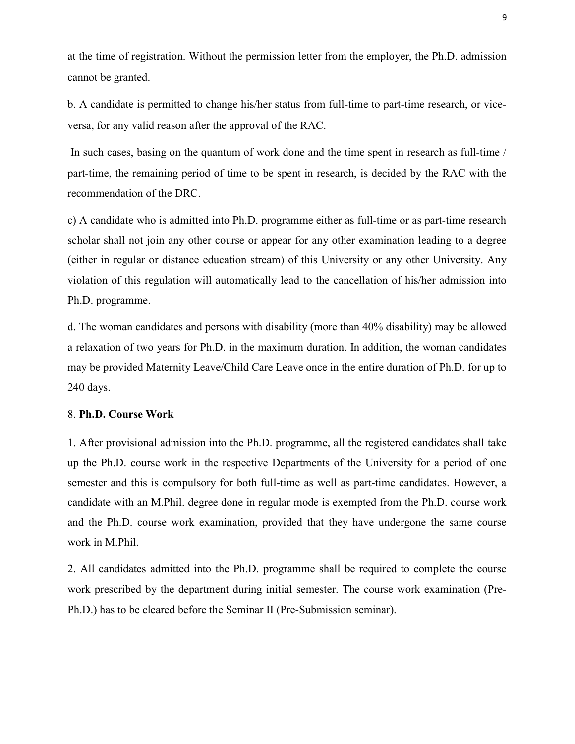at the time of registration. Without the permission letter from the employer, the Ph.D. admission cannot be granted.

b. A candidate is permitted to change his/her status from full-time to part-time research, or vice-versa, for any valid reason after the approval of the RAC.

In such cases, basing on the quantum of work done and the time spent in research as full-time / part-time, the remaining period of time to be spent in research, is decided by the RAC with the recommendation of the DRC.

c) A candidate who is admitted into Ph.D. programme either as full-time or as part-time research scholar shall not join any other course or appear for any other examination leading to a degree (either in regular or distance education stream) of this University or any other University. Any violation of this regulation will automatically lead to the cancellation of his/her admission into Ph.D. programme.

d. The woman candidates and persons with disability (more than 40% disability) may be allowed a relaxation of two years for Ph.D. in the maximum duration. In addition, the woman candidates may be provided Maternity Leave/Child Care Leave once in the entire duration of Ph.D. for up to 240 days.

8. **Ph.D. Course Work**

1. After provisional admission into the Ph.D. programme, all the registered candidates shall take up the Ph.D. course work in the respective Departments of the University for a period of one semester and this is compulsory for both full-time as well as part-time candidates. However, a candidate with an M.Phil. degree done in regular mode is exempted from the Ph.D. course work and the Ph.D. course work examination, provided that they have undergone the same course work in M.Phil.

2. All candidates admitted into the Ph.D. programme shall be required to complete the course work prescribed by the department during initial semester. The course work examination (Pre-Ph.D.) has to be cleared before the Seminar II (Pre-Submission seminar).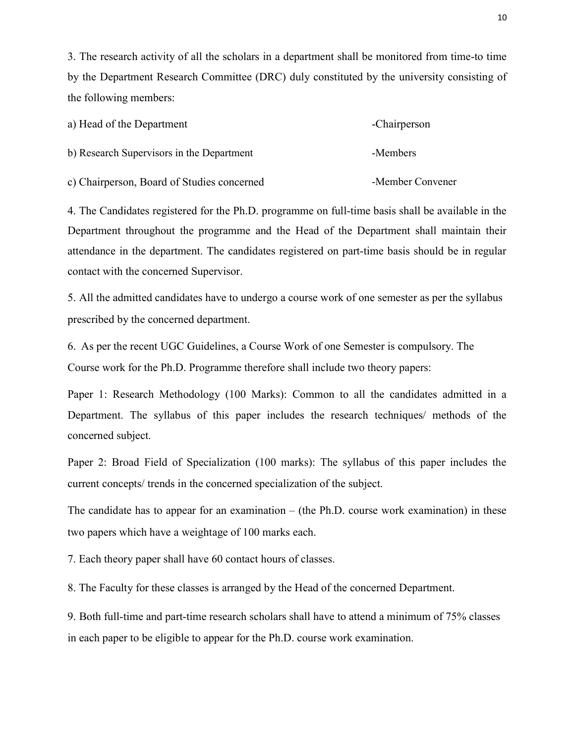3. The research activity of all the scholars in a department shall be monitored from time-to time by the Department Research Committee (DRC) duly constituted by the university consisting of the following members:

| | |
|---|---|
| a) Head of the Department | -Chairperson |
| b) Research Supervisors in the Department | -Members |
| c) Chairperson, Board of Studies concerned | -Member Convener |

4. The Candidates registered for the Ph.D. programme on full-time basis shall be available in the Department throughout the programme and the Head of the Department shall maintain their attendance in the department. The candidates registered on part-time basis should be in regular contact with the concerned Supervisor.

5. All the admitted candidates have to undergo a course work of one semester as per the syllabus prescribed by the concerned department.

6. As per the recent UGC Guidelines, a Course Work of one Semester is compulsory. The Course work for the Ph.D. Programme therefore shall include two theory papers:

Paper 1: Research Methodology (100 Marks): Common to all the candidates admitted in a Department. The syllabus of this paper includes the research techniques/ methods of the concerned subject.

Paper 2: Broad Field of Specialization (100 marks): The syllabus of this paper includes the current concepts/ trends in the concerned specialization of the subject.

The candidate has to appear for an examination – (the Ph.D. course work examination) in these two papers which have a weightage of 100 marks each.

7. Each theory paper shall have 60 contact hours of classes.

8. The Faculty for these classes is arranged by the Head of the concerned Department.

9. Both full-time and part-time research scholars shall have to attend a minimum of 75% classes in each paper to be eligible to appear for the Ph.D. course work examination.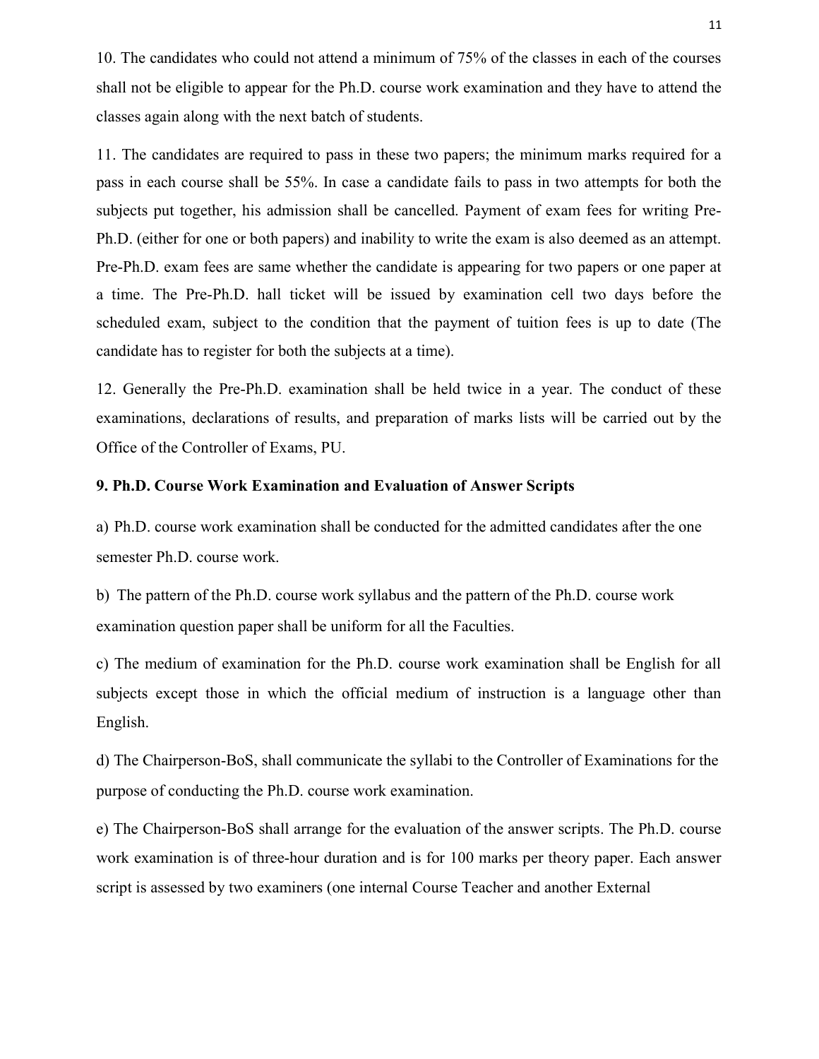10. The candidates who could not attend a minimum of 75% of the classes in each of the courses shall not be eligible to appear for the Ph.D. course work examination and they have to attend the classes again along with the next batch of students.

11. The candidates are required to pass in these two papers; the minimum marks required for a pass in each course shall be 55%. In case a candidate fails to pass in two attempts for both the subjects put together, his admission shall be cancelled. Payment of exam fees for writing Pre-Ph.D. (either for one or both papers) and inability to write the exam is also deemed as an attempt. Pre-Ph.D. exam fees are same whether the candidate is appearing for two papers or one paper at a time. The Pre-Ph.D. hall ticket will be issued by examination cell two days before the scheduled exam, subject to the condition that the payment of tuition fees is up to date (The candidate has to register for both the subjects at a time).

12. Generally the Pre-Ph.D. examination shall be held twice in a year. The conduct of these examinations, declarations of results, and preparation of marks lists will be carried out by the Office of the Controller of Exams, PU.

**9. Ph.D. Course Work Examination and Evaluation of Answer Scripts**

a) Ph.D. course work examination shall be conducted for the admitted candidates after the one semester Ph.D. course work.

b) The pattern of the Ph.D. course work syllabus and the pattern of the Ph.D. course work examination question paper shall be uniform for all the Faculties.

c) The medium of examination for the Ph.D. course work examination shall be English for all subjects except those in which the official medium of instruction is a language other than English.

d) The Chairperson-BoS, shall communicate the syllabi to the Controller of Examinations for the purpose of conducting the Ph.D. course work examination.

e) The Chairperson-BoS shall arrange for the evaluation of the answer scripts. The Ph.D. course work examination is of three-hour duration and is for 100 marks per theory paper. Each answer script is assessed by two examiners (one internal Course Teacher and another External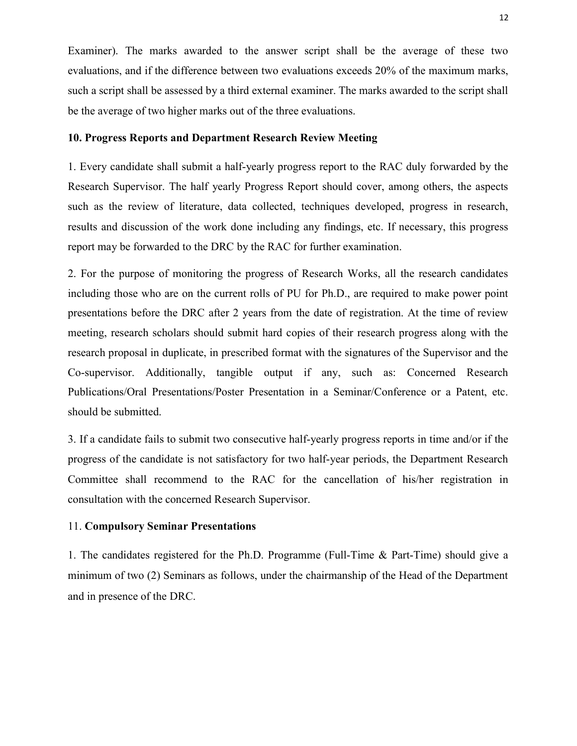Examiner). The marks awarded to the answer script shall be the average of these two evaluations, and if the difference between two evaluations exceeds 20% of the maximum marks, such a script shall be assessed by a third external examiner. The marks awarded to the script shall be the average of two higher marks out of the three evaluations.

## 10. Progress Reports and Department Research Review Meeting

1. Every candidate shall submit a half-yearly progress report to the RAC duly forwarded by the Research Supervisor. The half yearly Progress Report should cover, among others, the aspects such as the review of literature, data collected, techniques developed, progress in research, results and discussion of the work done including any findings, etc. If necessary, this progress report may be forwarded to the DRC by the RAC for further examination.

2. For the purpose of monitoring the progress of Research Works, all the research candidates including those who are on the current rolls of PU for Ph.D., are required to make power point presentations before the DRC after 2 years from the date of registration. At the time of review meeting, research scholars should submit hard copies of their research progress along with the research proposal in duplicate, in prescribed format with the signatures of the Supervisor and the Co-supervisor. Additionally, tangible output if any, such as: Concerned Research Publications/Oral Presentations/Poster Presentation in a Seminar/Conference or a Patent, etc. should be submitted.

3. If a candidate fails to submit two consecutive half-yearly progress reports in time and/or if the progress of the candidate is not satisfactory for two half-year periods, the Department Research Committee shall recommend to the RAC for the cancellation of his/her registration in consultation with the concerned Research Supervisor.

## 11. Compulsory Seminar Presentations

1. The candidates registered for the Ph.D. Programme (Full-Time & Part-Time) should give a minimum of two (2) Seminars as follows, under the chairmanship of the Head of the Department and in presence of the DRC.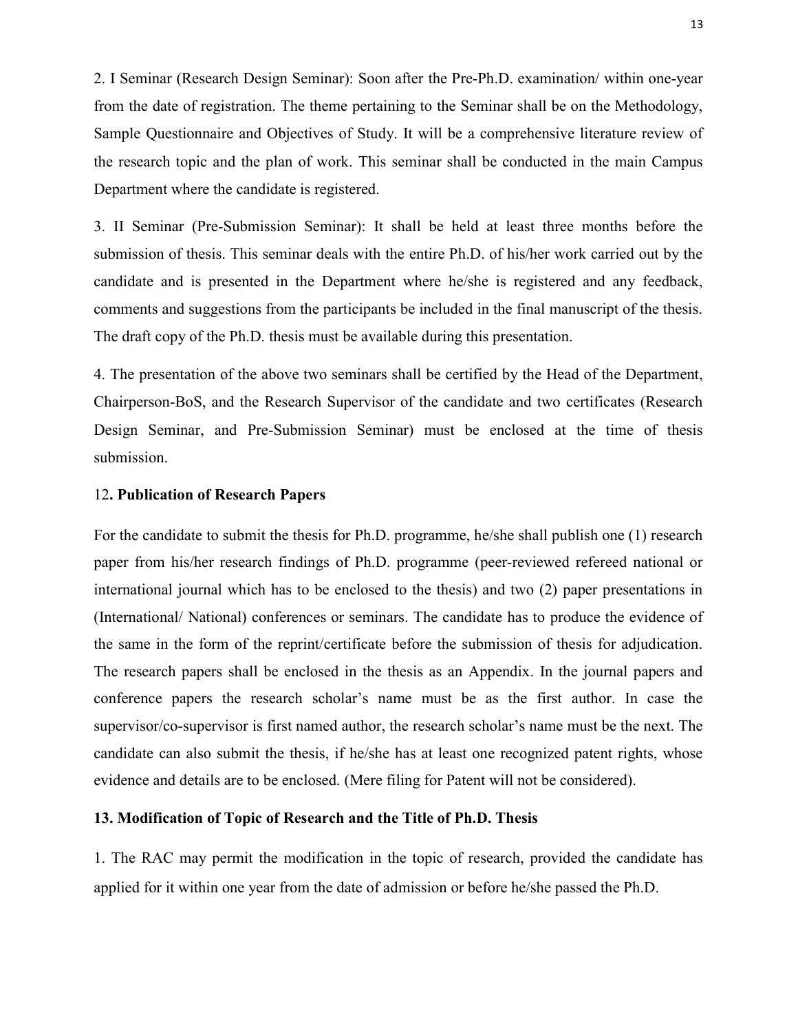2. I Seminar (Research Design Seminar): Soon after the Pre-Ph.D. examination/ within one-year from the date of registration. The theme pertaining to the Seminar shall be on the Methodology, Sample Questionnaire and Objectives of Study. It will be a comprehensive literature review of the research topic and the plan of work. This seminar shall be conducted in the main Campus Department where the candidate is registered.

3. II Seminar (Pre-Submission Seminar): It shall be held at least three months before the submission of thesis. This seminar deals with the entire Ph.D. of his/her work carried out by the candidate and is presented in the Department where he/she is registered and any feedback, comments and suggestions from the participants be included in the final manuscript of the thesis. The draft copy of the Ph.D. thesis must be available during this presentation.

4. The presentation of the above two seminars shall be certified by the Head of the Department, Chairperson-BoS, and the Research Supervisor of the candidate and two certificates (Research Design Seminar, and Pre-Submission Seminar) must be enclosed at the time of thesis submission.

### 12. Publication of Research Papers

For the candidate to submit the thesis for Ph.D. programme, he/she shall publish one (1) research paper from his/her research findings of Ph.D. programme (peer-reviewed refereed national or international journal which has to be enclosed to the thesis) and two (2) paper presentations in (International/ National) conferences or seminars. The candidate has to produce the evidence of the same in the form of the reprint/certificate before the submission of thesis for adjudication. The research papers shall be enclosed in the thesis as an Appendix. In the journal papers and conference papers the research scholar's name must be as the first author. In case the supervisor/co-supervisor is first named author, the research scholar's name must be the next. The candidate can also submit the thesis, if he/she has at least one recognized patent rights, whose evidence and details are to be enclosed. (Mere filing for Patent will not be considered).

### 13. Modification of Topic of Research and the Title of Ph.D. Thesis

1. The RAC may permit the modification in the topic of research, provided the candidate has applied for it within one year from the date of admission or before he/she passed the Ph.D.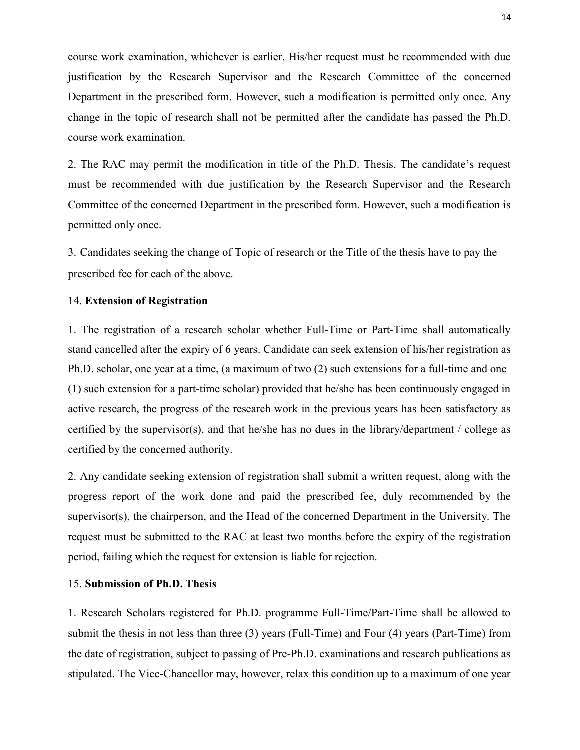course work examination, whichever is earlier. His/her request must be recommended with due justification by the Research Supervisor and the Research Committee of the concerned Department in the prescribed form. However, such a modification is permitted only once. Any change in the topic of research shall not be permitted after the candidate has passed the Ph.D. course work examination.

2. The RAC may permit the modification in title of the Ph.D. Thesis. The candidate's request must be recommended with due justification by the Research Supervisor and the Research Committee of the concerned Department in the prescribed form. However, such a modification is permitted only once.

3. Candidates seeking the change of Topic of research or the Title of the thesis have to pay the prescribed fee for each of the above.

14. **Extension of Registration**

1. The registration of a research scholar whether Full-Time or Part-Time shall automatically stand cancelled after the expiry of 6 years. Candidate can seek extension of his/her registration as Ph.D. scholar, one year at a time, (a maximum of two (2) such extensions for a full-time and one (1) such extension for a part-time scholar) provided that he/she has been continuously engaged in active research, the progress of the research work in the previous years has been satisfactory as certified by the supervisor(s), and that he/she has no dues in the library/department / college as certified by the concerned authority.

2. Any candidate seeking extension of registration shall submit a written request, along with the progress report of the work done and paid the prescribed fee, duly recommended by the supervisor(s), the chairperson, and the Head of the concerned Department in the University. The request must be submitted to the RAC at least two months before the expiry of the registration period, failing which the request for extension is liable for rejection.

15. **Submission of Ph.D. Thesis**

1. Research Scholars registered for Ph.D. programme Full-Time/Part-Time shall be allowed to submit the thesis in not less than three (3) years (Full-Time) and Four (4) years (Part-Time) from the date of registration, subject to passing of Pre-Ph.D. examinations and research publications as stipulated. The Vice-Chancellor may, however, relax this condition up to a maximum of one year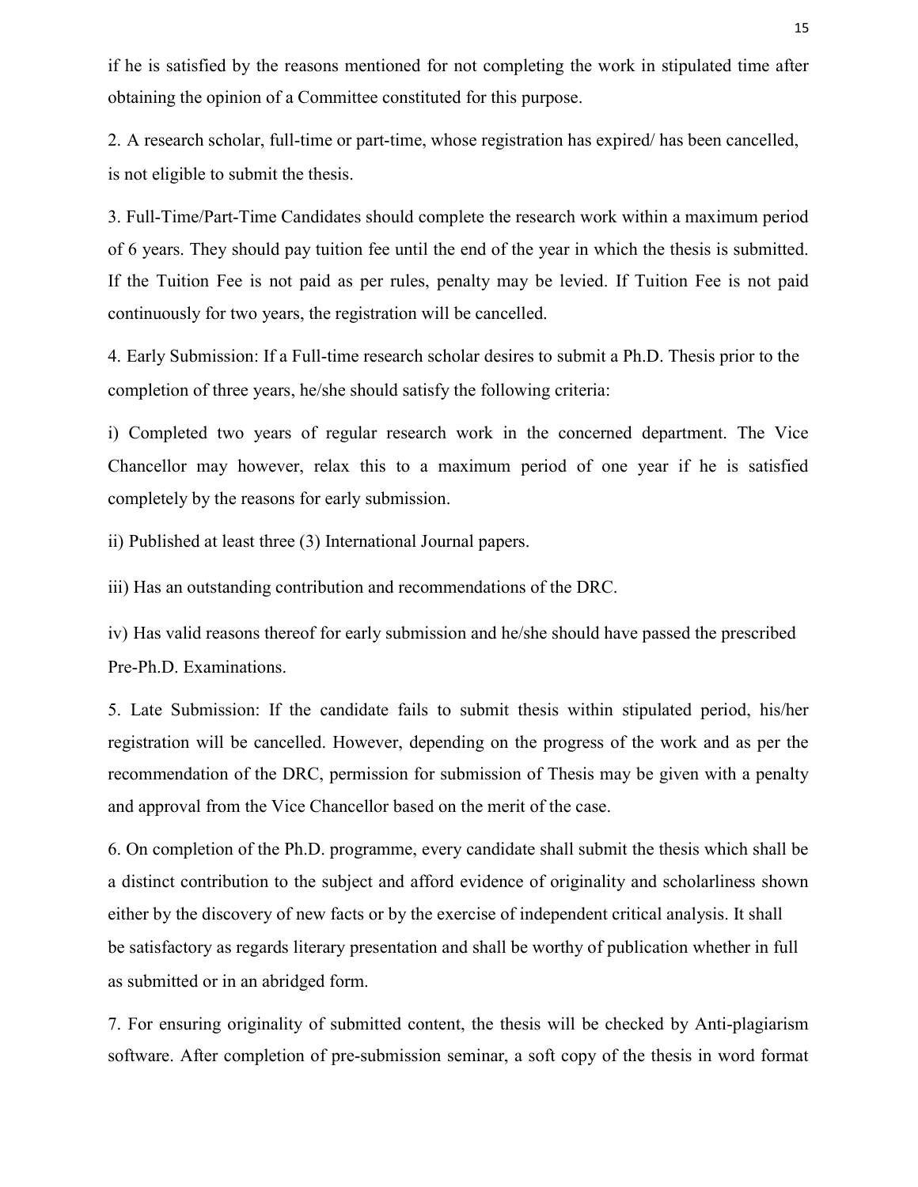if he is satisfied by the reasons mentioned for not completing the work in stipulated time after obtaining the opinion of a Committee constituted for this purpose.

2. A research scholar, full-time or part-time, whose registration has expired/ has been cancelled, is not eligible to submit the thesis.

3. Full-Time/Part-Time Candidates should complete the research work within a maximum period of 6 years. They should pay tuition fee until the end of the year in which the thesis is submitted. If the Tuition Fee is not paid as per rules, penalty may be levied. If Tuition Fee is not paid continuously for two years, the registration will be cancelled.

4. Early Submission: If a Full-time research scholar desires to submit a Ph.D. Thesis prior to the completion of three years, he/she should satisfy the following criteria:

i) Completed two years of regular research work in the concerned department. The Vice Chancellor may however, relax this to a maximum period of one year if he is satisfied completely by the reasons for early submission.

ii) Published at least three (3) International Journal papers.

iii) Has an outstanding contribution and recommendations of the DRC.

iv) Has valid reasons thereof for early submission and he/she should have passed the prescribed Pre-Ph.D. Examinations.

5. Late Submission: If the candidate fails to submit thesis within stipulated period, his/her registration will be cancelled. However, depending on the progress of the work and as per the recommendation of the DRC, permission for submission of Thesis may be given with a penalty and approval from the Vice Chancellor based on the merit of the case.

6. On completion of the Ph.D. programme, every candidate shall submit the thesis which shall be a distinct contribution to the subject and afford evidence of originality and scholarliness shown either by the discovery of new facts or by the exercise of independent critical analysis. It shall be satisfactory as regards literary presentation and shall be worthy of publication whether in full as submitted or in an abridged form.

7. For ensuring originality of submitted content, the thesis will be checked by Anti-plagiarism software. After completion of pre-submission seminar, a soft copy of the thesis in word format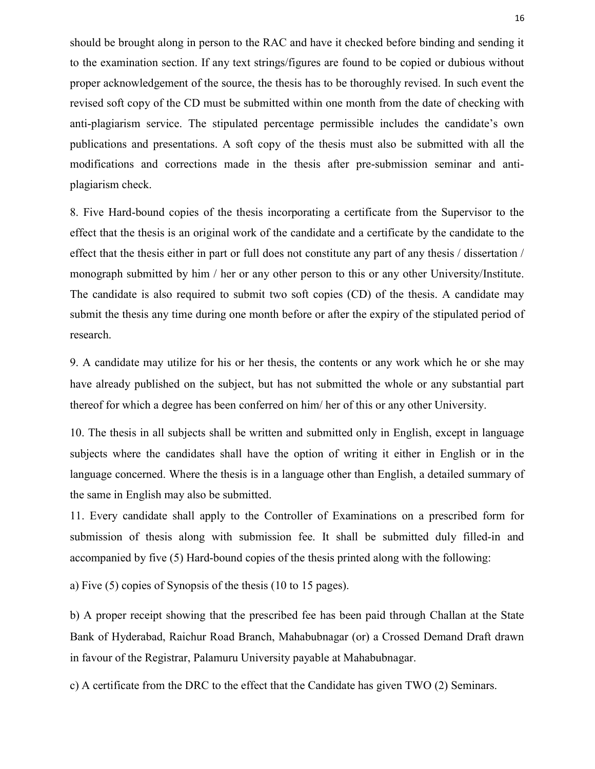should be brought along in person to the RAC and have it checked before binding and sending it to the examination section. If any text strings/figures are found to be copied or dubious without proper acknowledgement of the source, the thesis has to be thoroughly revised. In such event the revised soft copy of the CD must be submitted within one month from the date of checking with anti-plagiarism service. The stipulated percentage permissible includes the candidate's own publications and presentations. A soft copy of the thesis must also be submitted with all the modifications and corrections made in the thesis after pre-submission seminar and anti-plagiarism check.

8. Five Hard-bound copies of the thesis incorporating a certificate from the Supervisor to the effect that the thesis is an original work of the candidate and a certificate by the candidate to the effect that the thesis either in part or full does not constitute any part of any thesis / dissertation / monograph submitted by him / her or any other person to this or any other University/Institute. The candidate is also required to submit two soft copies (CD) of the thesis. A candidate may submit the thesis any time during one month before or after the expiry of the stipulated period of research.

9. A candidate may utilize for his or her thesis, the contents or any work which he or she may have already published on the subject, but has not submitted the whole or any substantial part thereof for which a degree has been conferred on him/ her of this or any other University.

10. The thesis in all subjects shall be written and submitted only in English, except in language subjects where the candidates shall have the option of writing it either in English or in the language concerned. Where the thesis is in a language other than English, a detailed summary of the same in English may also be submitted.

11. Every candidate shall apply to the Controller of Examinations on a prescribed form for submission of thesis along with submission fee. It shall be submitted duly filled-in and accompanied by five (5) Hard-bound copies of the thesis printed along with the following:

a) Five (5) copies of Synopsis of the thesis (10 to 15 pages).

b) A proper receipt showing that the prescribed fee has been paid through Challan at the State Bank of Hyderabad, Raichur Road Branch, Mahabubnagar (or) a Crossed Demand Draft drawn in favour of the Registrar, Palamuru University payable at Mahabubnagar.

c) A certificate from the DRC to the effect that the Candidate has given TWO (2) Seminars.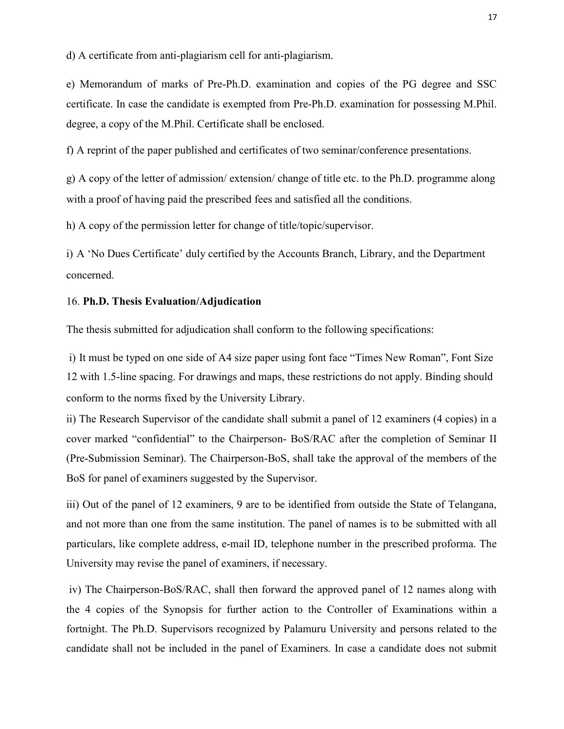d) A certificate from anti-plagiarism cell for anti-plagiarism.

e) Memorandum of marks of Pre-Ph.D. examination and copies of the PG degree and SSC certificate. In case the candidate is exempted from Pre-Ph.D. examination for possessing M.Phil. degree, a copy of the M.Phil. Certificate shall be enclosed.

f) A reprint of the paper published and certificates of two seminar/conference presentations.

g) A copy of the letter of admission/ extension/ change of title etc. to the Ph.D. programme along with a proof of having paid the prescribed fees and satisfied all the conditions.

h) A copy of the permission letter for change of title/topic/supervisor.

i) A 'No Dues Certificate' duly certified by the Accounts Branch, Library, and the Department concerned.

16. **Ph.D. Thesis Evaluation/Adjudication**

The thesis submitted for adjudication shall conform to the following specifications:

i) It must be typed on one side of A4 size paper using font face "Times New Roman", Font Size 12 with 1.5-line spacing. For drawings and maps, these restrictions do not apply. Binding should conform to the norms fixed by the University Library.

ii) The Research Supervisor of the candidate shall submit a panel of 12 examiners (4 copies) in a cover marked "confidential" to the Chairperson- BoS/RAC after the completion of Seminar II (Pre-Submission Seminar). The Chairperson-BoS, shall take the approval of the members of the BoS for panel of examiners suggested by the Supervisor.

iii) Out of the panel of 12 examiners, 9 are to be identified from outside the State of Telangana, and not more than one from the same institution. The panel of names is to be submitted with all particulars, like complete address, e-mail ID, telephone number in the prescribed proforma. The University may revise the panel of examiners, if necessary.

iv) The Chairperson-BoS/RAC, shall then forward the approved panel of 12 names along with the 4 copies of the Synopsis for further action to the Controller of Examinations within a fortnight. The Ph.D. Supervisors recognized by Palamuru University and persons related to the candidate shall not be included in the panel of Examiners. In case a candidate does not submit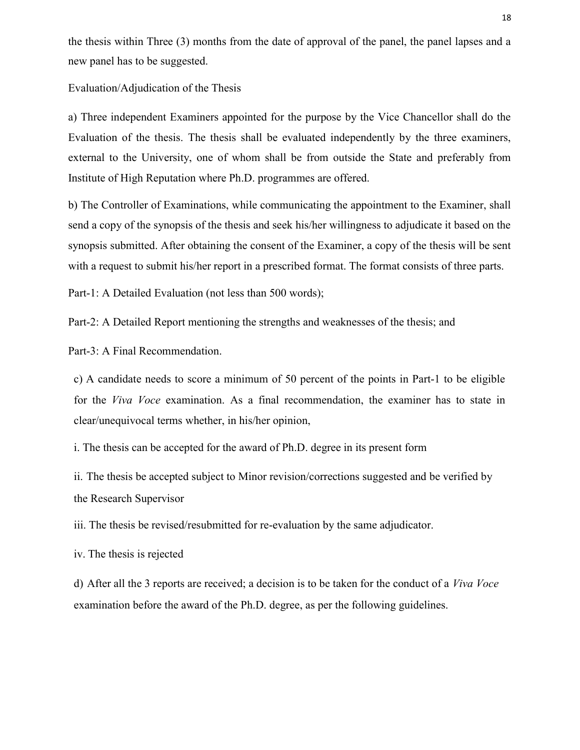the thesis within Three (3) months from the date of approval of the panel, the panel lapses and a new panel has to be suggested.

Evaluation/Adjudication of the Thesis

a) Three independent Examiners appointed for the purpose by the Vice Chancellor shall do the Evaluation of the thesis. The thesis shall be evaluated independently by the three examiners, external to the University, one of whom shall be from outside the State and preferably from Institute of High Reputation where Ph.D. programmes are offered.

b) The Controller of Examinations, while communicating the appointment to the Examiner, shall send a copy of the synopsis of the thesis and seek his/her willingness to adjudicate it based on the synopsis submitted. After obtaining the consent of the Examiner, a copy of the thesis will be sent with a request to submit his/her report in a prescribed format. The format consists of three parts.

Part-1: A Detailed Evaluation (not less than 500 words);

Part-2: A Detailed Report mentioning the strengths and weaknesses of the thesis; and

Part-3: A Final Recommendation.

c) A candidate needs to score a minimum of 50 percent of the points in Part-1 to be eligible for the *Viva Voce* examination. As a final recommendation, the examiner has to state in clear/unequivocal terms whether, in his/her opinion,

i. The thesis can be accepted for the award of Ph.D. degree in its present form

ii. The thesis be accepted subject to Minor revision/corrections suggested and be verified by the Research Supervisor

iii. The thesis be revised/resubmitted for re-evaluation by the same adjudicator.

iv. The thesis is rejected

d) After all the 3 reports are received; a decision is to be taken for the conduct of a *Viva Voce* examination before the award of the Ph.D. degree, as per the following guidelines.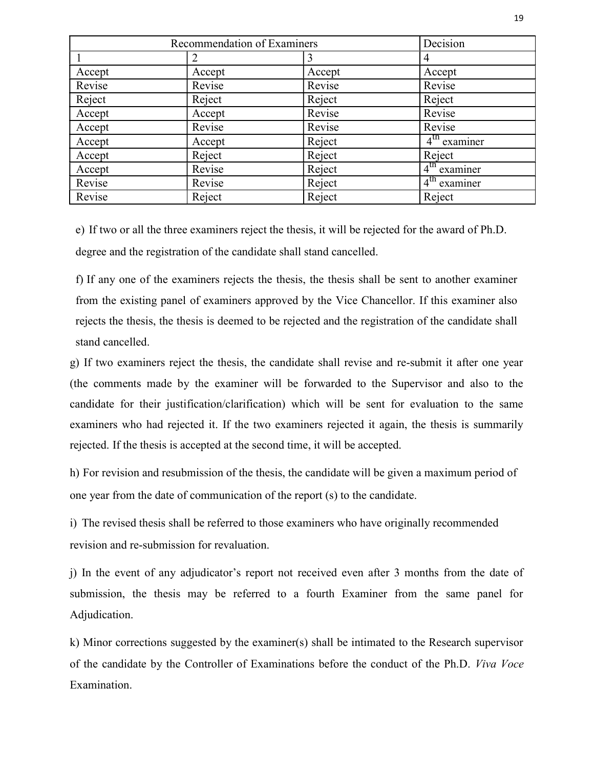| Recommendation of Examiners | | | Decision |
|---|---|---|---|
| 1 | 2 | 3 | 4 |
| Accept | Accept | Accept | Accept |
| Revise | Revise | Revise | Revise |
| Reject | Reject | Reject | Reject |
| Accept | Accept | Revise | Revise |
| Accept | Revise | Revise | Revise |
| Accept | Accept | Reject | 4th examiner |
| Accept | Reject | Reject | Reject |
| Accept | Revise | Reject | 4th examiner |
| Revise | Revise | Reject | 4th examiner |
| Revise | Reject | Reject | Reject |

e) If two or all the three examiners reject the thesis, it will be rejected for the award of Ph.D. degree and the registration of the candidate shall stand cancelled.

f) If any one of the examiners rejects the thesis, the thesis shall be sent to another examiner from the existing panel of examiners approved by the Vice Chancellor. If this examiner also rejects the thesis, the thesis is deemed to be rejected and the registration of the candidate shall stand cancelled.

g) If two examiners reject the thesis, the candidate shall revise and re-submit it after one year (the comments made by the examiner will be forwarded to the Supervisor and also to the candidate for their justification/clarification) which will be sent for evaluation to the same examiners who had rejected it. If the two examiners rejected it again, the thesis is summarily rejected. If the thesis is accepted at the second time, it will be accepted.

h) For revision and resubmission of the thesis, the candidate will be given a maximum period of one year from the date of communication of the report (s) to the candidate.

i) The revised thesis shall be referred to those examiners who have originally recommended revision and re-submission for revaluation.

j) In the event of any adjudicator's report not received even after 3 months from the date of submission, the thesis may be referred to a fourth Examiner from the same panel for Adjudication.

k) Minor corrections suggested by the examiner(s) shall be intimated to the Research supervisor of the candidate by the Controller of Examinations before the conduct of the Ph.D. *Viva Voce* Examination.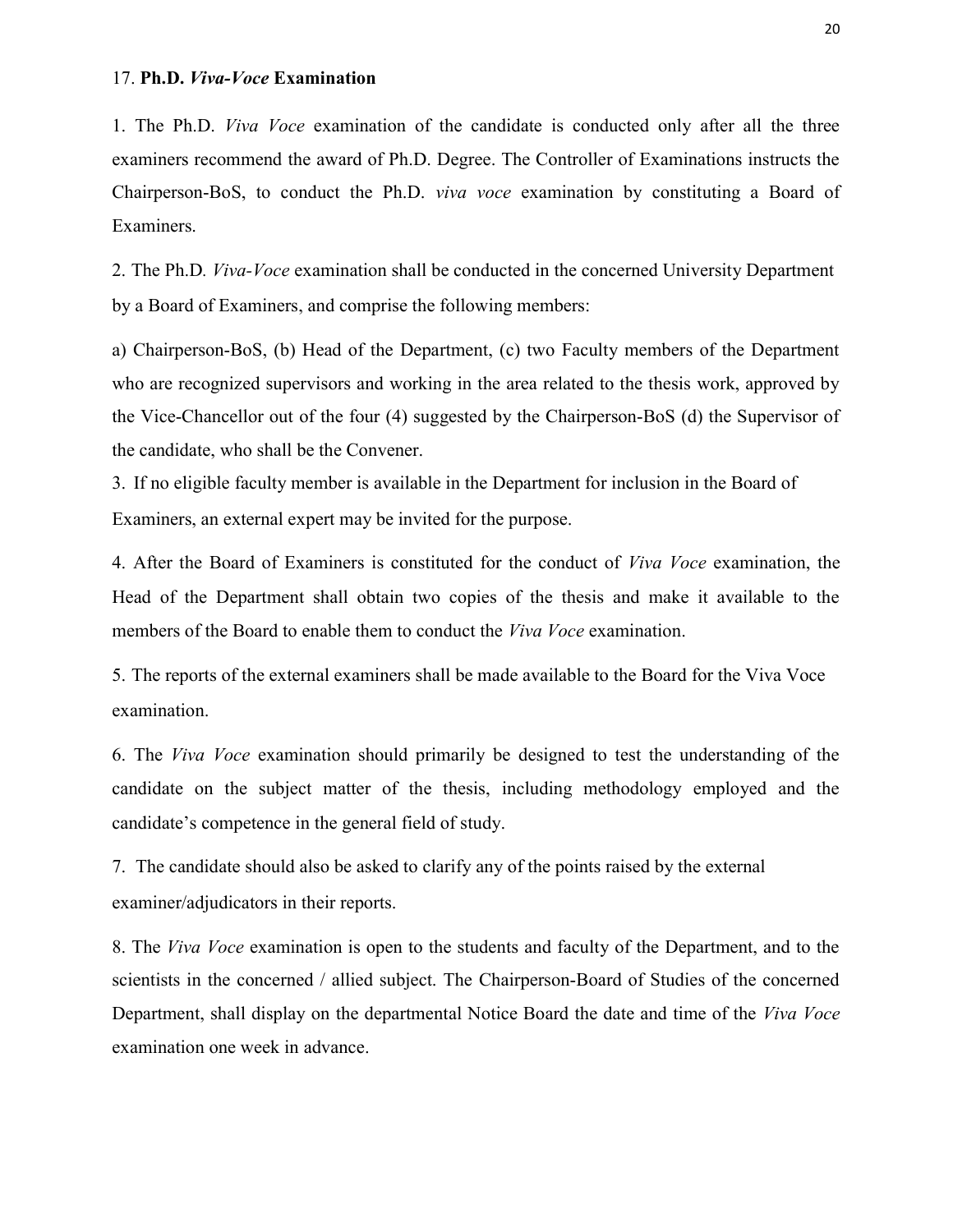### 17. **Ph.D. *Viva-Voce* Examination**

1. The Ph.D. *Viva Voce* examination of the candidate is conducted only after all the three examiners recommend the award of Ph.D. Degree. The Controller of Examinations instructs the Chairperson-BoS, to conduct the Ph.D. *viva voce* examination by constituting a Board of Examiners.

2. The Ph.D. *Viva-Voce* examination shall be conducted in the concerned University Department by a Board of Examiners, and comprise the following members:

a) Chairperson-BoS, (b) Head of the Department, (c) two Faculty members of the Department who are recognized supervisors and working in the area related to the thesis work, approved by the Vice-Chancellor out of the four (4) suggested by the Chairperson-BoS (d) the Supervisor of the candidate, who shall be the Convener.

3. If no eligible faculty member is available in the Department for inclusion in the Board of Examiners, an external expert may be invited for the purpose.

4. After the Board of Examiners is constituted for the conduct of *Viva Voce* examination, the Head of the Department shall obtain two copies of the thesis and make it available to the members of the Board to enable them to conduct the *Viva Voce* examination.

5. The reports of the external examiners shall be made available to the Board for the Viva Voce examination.

6. The *Viva Voce* examination should primarily be designed to test the understanding of the candidate on the subject matter of the thesis, including methodology employed and the candidate's competence in the general field of study.

7. The candidate should also be asked to clarify any of the points raised by the external examiner/adjudicators in their reports.

8. The *Viva Voce* examination is open to the students and faculty of the Department, and to the scientists in the concerned / allied subject. The Chairperson-Board of Studies of the concerned Department, shall display on the departmental Notice Board the date and time of the *Viva Voce* examination one week in advance.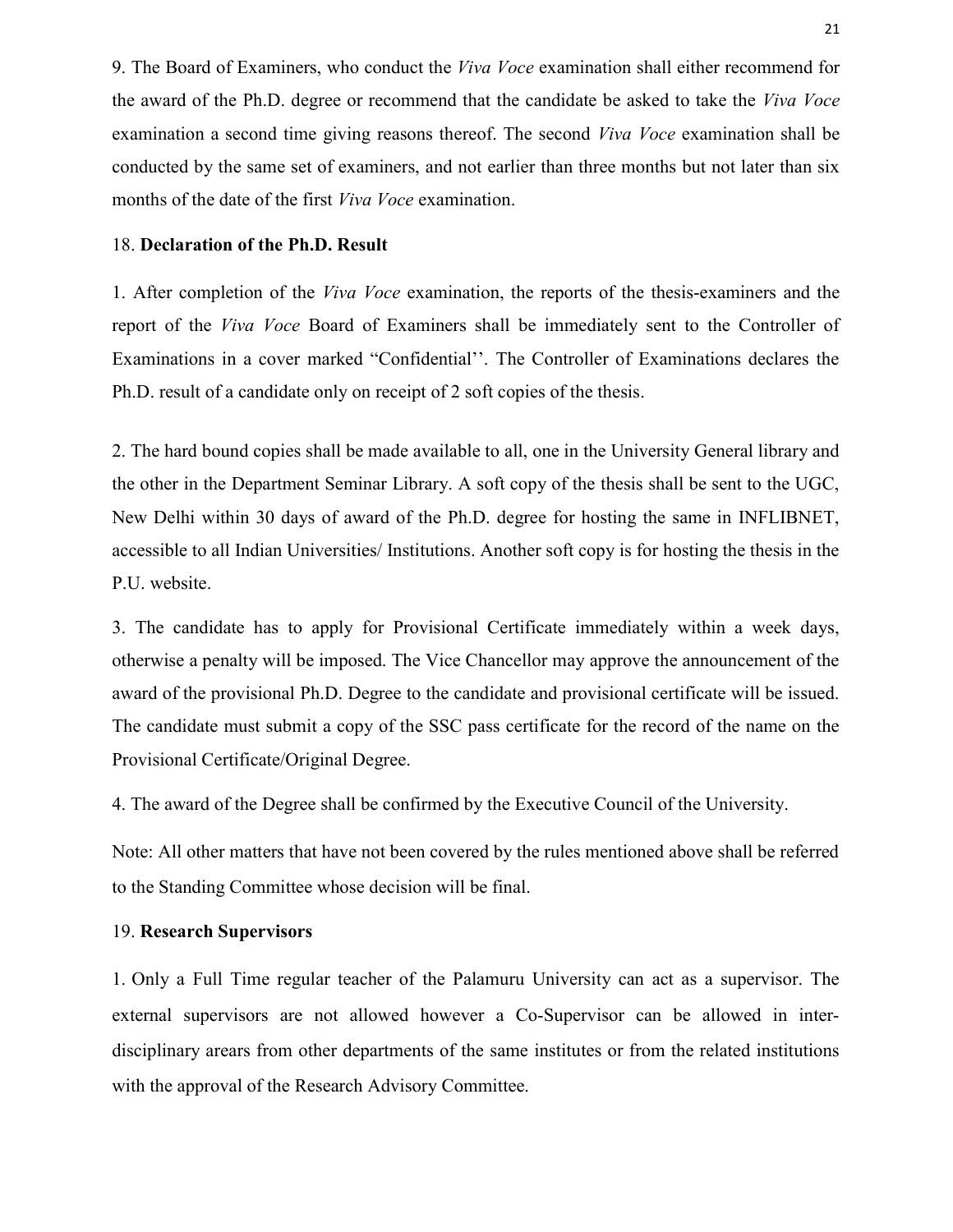9. The Board of Examiners, who conduct the *Viva Voce* examination shall either recommend for the award of the Ph.D. degree or recommend that the candidate be asked to take the *Viva Voce* examination a second time giving reasons thereof. The second *Viva Voce* examination shall be conducted by the same set of examiners, and not earlier than three months but not later than six months of the date of the first *Viva Voce* examination.

18. **Declaration of the Ph.D. Result**

1. After completion of the *Viva Voce* examination, the reports of the thesis-examiners and the report of the *Viva Voce* Board of Examiners shall be immediately sent to the Controller of Examinations in a cover marked "Confidential''. The Controller of Examinations declares the Ph.D. result of a candidate only on receipt of 2 soft copies of the thesis.

2. The hard bound copies shall be made available to all, one in the University General library and the other in the Department Seminar Library. A soft copy of the thesis shall be sent to the UGC, New Delhi within 30 days of award of the Ph.D. degree for hosting the same in INFLIBNET, accessible to all Indian Universities/ Institutions. Another soft copy is for hosting the thesis in the P.U. website.

3. The candidate has to apply for Provisional Certificate immediately within a week days, otherwise a penalty will be imposed. The Vice Chancellor may approve the announcement of the award of the provisional Ph.D. Degree to the candidate and provisional certificate will be issued. The candidate must submit a copy of the SSC pass certificate for the record of the name on the Provisional Certificate/Original Degree.

4. The award of the Degree shall be confirmed by the Executive Council of the University.

Note: All other matters that have not been covered by the rules mentioned above shall be referred to the Standing Committee whose decision will be final.

19. **Research Supervisors**

1. Only a Full Time regular teacher of the Palamuru University can act as a supervisor. The external supervisors are not allowed however a Co-Supervisor can be allowed in inter-disciplinary arears from other departments of the same institutes or from the related institutions with the approval of the Research Advisory Committee.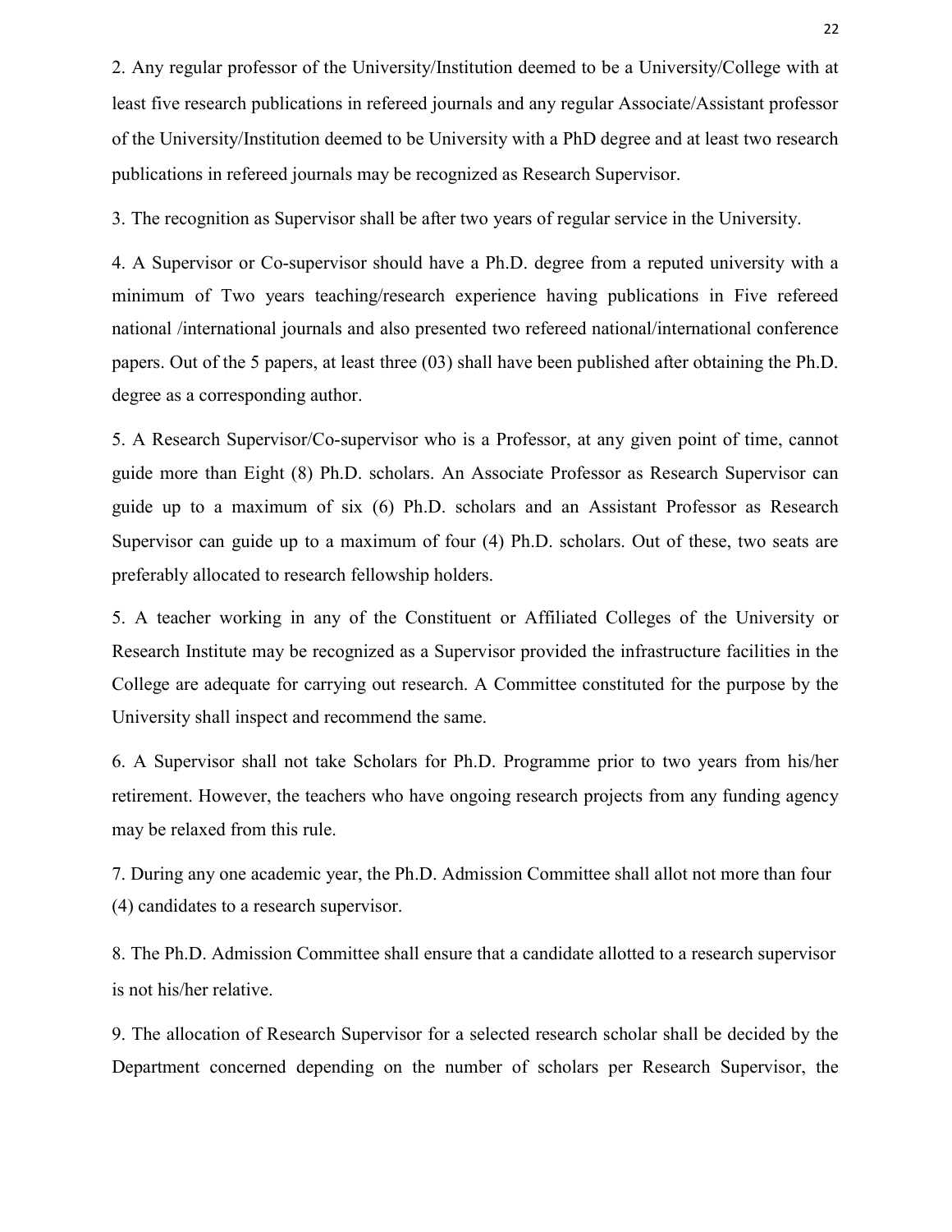2. Any regular professor of the University/Institution deemed to be a University/College with at least five research publications in refereed journals and any regular Associate/Assistant professor of the University/Institution deemed to be University with a PhD degree and at least two research publications in refereed journals may be recognized as Research Supervisor.

3. The recognition as Supervisor shall be after two years of regular service in the University.

4. A Supervisor or Co-supervisor should have a Ph.D. degree from a reputed university with a minimum of Two years teaching/research experience having publications in Five refereed national /international journals and also presented two refereed national/international conference papers. Out of the 5 papers, at least three (03) shall have been published after obtaining the Ph.D. degree as a corresponding author.

5. A Research Supervisor/Co-supervisor who is a Professor, at any given point of time, cannot guide more than Eight (8) Ph.D. scholars. An Associate Professor as Research Supervisor can guide up to a maximum of six (6) Ph.D. scholars and an Assistant Professor as Research Supervisor can guide up to a maximum of four (4) Ph.D. scholars. Out of these, two seats are preferably allocated to research fellowship holders.

5. A teacher working in any of the Constituent or Affiliated Colleges of the University or Research Institute may be recognized as a Supervisor provided the infrastructure facilities in the College are adequate for carrying out research. A Committee constituted for the purpose by the University shall inspect and recommend the same.

6. A Supervisor shall not take Scholars for Ph.D. Programme prior to two years from his/her retirement. However, the teachers who have ongoing research projects from any funding agency may be relaxed from this rule.

7. During any one academic year, the Ph.D. Admission Committee shall allot not more than four (4) candidates to a research supervisor.

8. The Ph.D. Admission Committee shall ensure that a candidate allotted to a research supervisor is not his/her relative.

9. The allocation of Research Supervisor for a selected research scholar shall be decided by the Department concerned depending on the number of scholars per Research Supervisor, the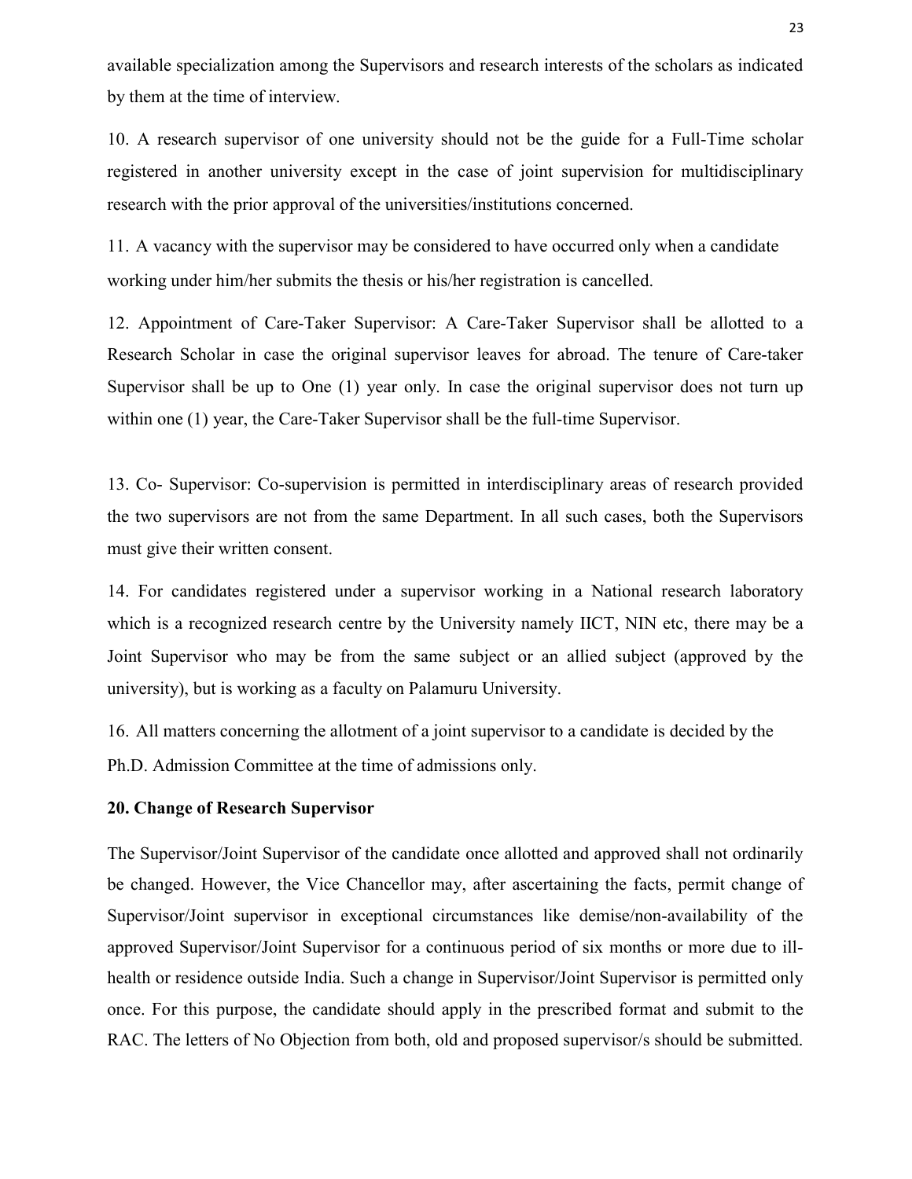available specialization among the Supervisors and research interests of the scholars as indicated by them at the time of interview.

10. A research supervisor of one university should not be the guide for a Full-Time scholar registered in another university except in the case of joint supervision for multidisciplinary research with the prior approval of the universities/institutions concerned.

11. A vacancy with the supervisor may be considered to have occurred only when a candidate working under him/her submits the thesis or his/her registration is cancelled.

12. Appointment of Care-Taker Supervisor: A Care-Taker Supervisor shall be allotted to a Research Scholar in case the original supervisor leaves for abroad. The tenure of Care-taker Supervisor shall be up to One (1) year only. In case the original supervisor does not turn up within one (1) year, the Care-Taker Supervisor shall be the full-time Supervisor.

13. Co- Supervisor: Co-supervision is permitted in interdisciplinary areas of research provided the two supervisors are not from the same Department. In all such cases, both the Supervisors must give their written consent.

14. For candidates registered under a supervisor working in a National research laboratory which is a recognized research centre by the University namely IICT, NIN etc, there may be a Joint Supervisor who may be from the same subject or an allied subject (approved by the university), but is working as a faculty on Palamuru University.

16. All matters concerning the allotment of a joint supervisor to a candidate is decided by the Ph.D. Admission Committee at the time of admissions only.

**20. Change of Research Supervisor**

The Supervisor/Joint Supervisor of the candidate once allotted and approved shall not ordinarily be changed. However, the Vice Chancellor may, after ascertaining the facts, permit change of Supervisor/Joint supervisor in exceptional circumstances like demise/non-availability of the approved Supervisor/Joint Supervisor for a continuous period of six months or more due to ill-health or residence outside India. Such a change in Supervisor/Joint Supervisor is permitted only once. For this purpose, the candidate should apply in the prescribed format and submit to the RAC. The letters of No Objection from both, old and proposed supervisor/s should be submitted.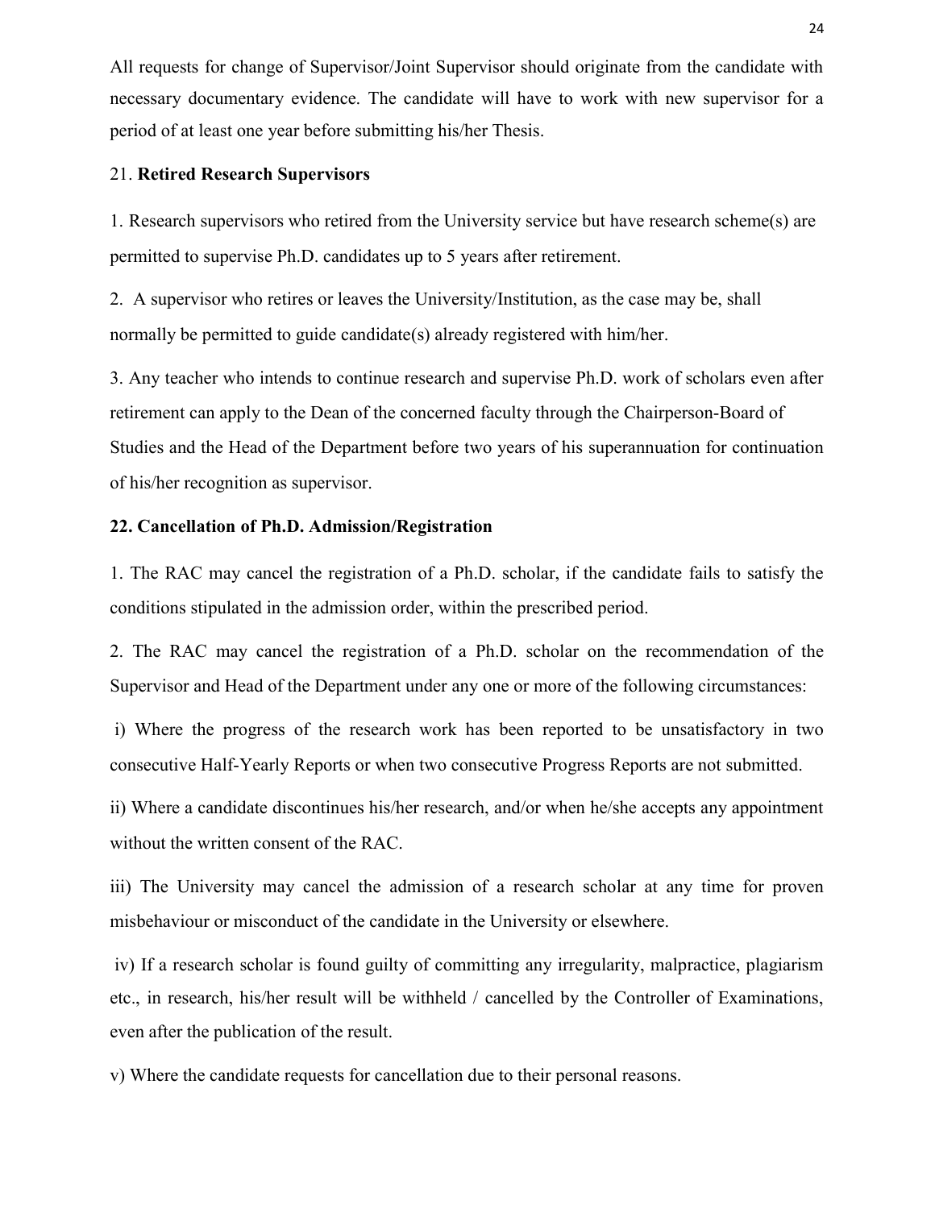All requests for change of Supervisor/Joint Supervisor should originate from the candidate with necessary documentary evidence. The candidate will have to work with new supervisor for a period of at least one year before submitting his/her Thesis.

## 21. **Retired Research Supervisors**

1. Research supervisors who retired from the University service but have research scheme(s) are permitted to supervise Ph.D. candidates up to 5 years after retirement.

2. A supervisor who retires or leaves the University/Institution, as the case may be, shall normally be permitted to guide candidate(s) already registered with him/her.

3. Any teacher who intends to continue research and supervise Ph.D. work of scholars even after retirement can apply to the Dean of the concerned faculty through the Chairperson-Board of Studies and the Head of the Department before two years of his superannuation for continuation of his/her recognition as supervisor.

## 22. Cancellation of Ph.D. Admission/Registration

1. The RAC may cancel the registration of a Ph.D. scholar, if the candidate fails to satisfy the conditions stipulated in the admission order, within the prescribed period.

2. The RAC may cancel the registration of a Ph.D. scholar on the recommendation of the Supervisor and Head of the Department under any one or more of the following circumstances:

i) Where the progress of the research work has been reported to be unsatisfactory in two consecutive Half-Yearly Reports or when two consecutive Progress Reports are not submitted.

ii) Where a candidate discontinues his/her research, and/or when he/she accepts any appointment without the written consent of the RAC.

iii) The University may cancel the admission of a research scholar at any time for proven misbehaviour or misconduct of the candidate in the University or elsewhere.

iv) If a research scholar is found guilty of committing any irregularity, malpractice, plagiarism etc., in research, his/her result will be withheld / cancelled by the Controller of Examinations, even after the publication of the result.

v) Where the candidate requests for cancellation due to their personal reasons.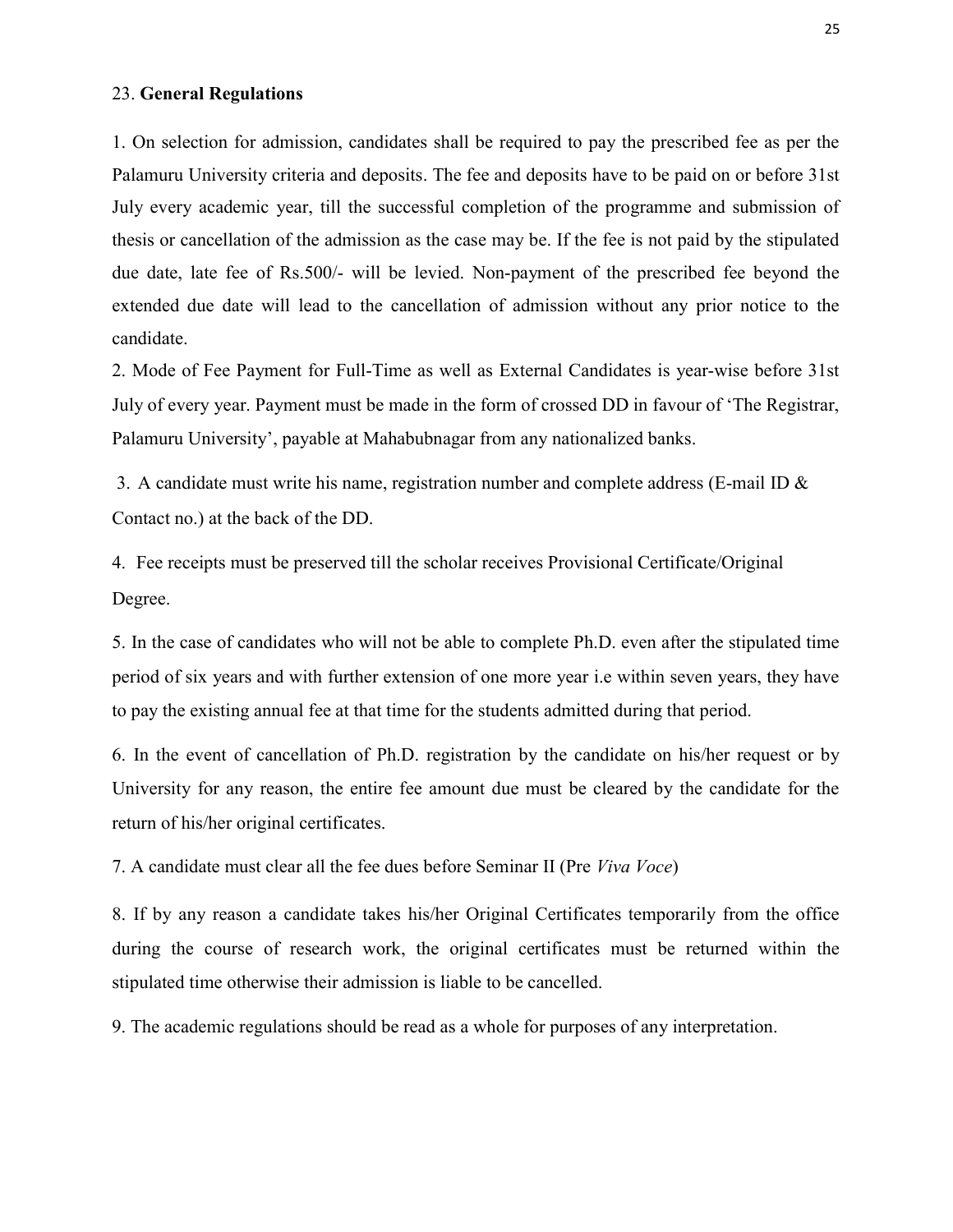## 23. **General Regulations**

1. On selection for admission, candidates shall be required to pay the prescribed fee as per the Palamuru University criteria and deposits. The fee and deposits have to be paid on or before 31st July every academic year, till the successful completion of the programme and submission of thesis or cancellation of the admission as the case may be. If the fee is not paid by the stipulated due date, late fee of Rs.500/- will be levied. Non-payment of the prescribed fee beyond the extended due date will lead to the cancellation of admission without any prior notice to the candidate.

2. Mode of Fee Payment for Full-Time as well as External Candidates is year-wise before 31st July of every year. Payment must be made in the form of crossed DD in favour of 'The Registrar, Palamuru University', payable at Mahabubnagar from any nationalized banks.

3. A candidate must write his name, registration number and complete address (E-mail ID & Contact no.) at the back of the DD.

4. Fee receipts must be preserved till the scholar receives Provisional Certificate/Original Degree.

5. In the case of candidates who will not be able to complete Ph.D. even after the stipulated time period of six years and with further extension of one more year i.e within seven years, they have to pay the existing annual fee at that time for the students admitted during that period.

6. In the event of cancellation of Ph.D. registration by the candidate on his/her request or by University for any reason, the entire fee amount due must be cleared by the candidate for the return of his/her original certificates.

7. A candidate must clear all the fee dues before Seminar II (Pre *Viva Voce*)

8. If by any reason a candidate takes his/her Original Certificates temporarily from the office during the course of research work, the original certificates must be returned within the stipulated time otherwise their admission is liable to be cancelled.

9. The academic regulations should be read as a whole for purposes of any interpretation.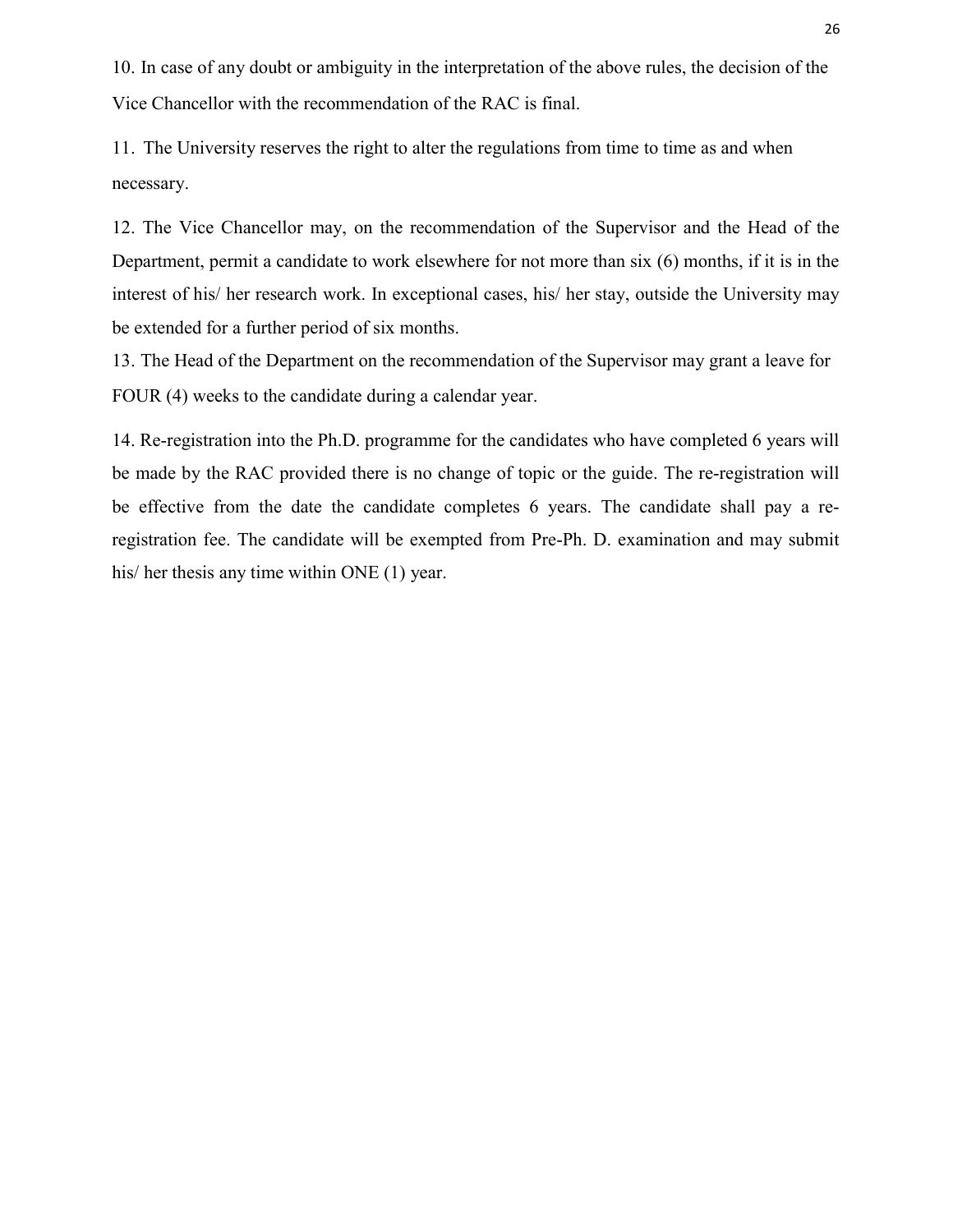10. In case of any doubt or ambiguity in the interpretation of the above rules, the decision of the Vice Chancellor with the recommendation of the RAC is final.

11. The University reserves the right to alter the regulations from time to time as and when necessary.

12. The Vice Chancellor may, on the recommendation of the Supervisor and the Head of the Department, permit a candidate to work elsewhere for not more than six (6) months, if it is in the interest of his/ her research work. In exceptional cases, his/ her stay, outside the University may be extended for a further period of six months.

13. The Head of the Department on the recommendation of the Supervisor may grant a leave for FOUR (4) weeks to the candidate during a calendar year.

14. Re-registration into the Ph.D. programme for the candidates who have completed 6 years will be made by the RAC provided there is no change of topic or the guide. The re-registration will be effective from the date the candidate completes 6 years. The candidate shall pay a re-registration fee. The candidate will be exempted from Pre-Ph. D. examination and may submit his/ her thesis any time within ONE (1) year.